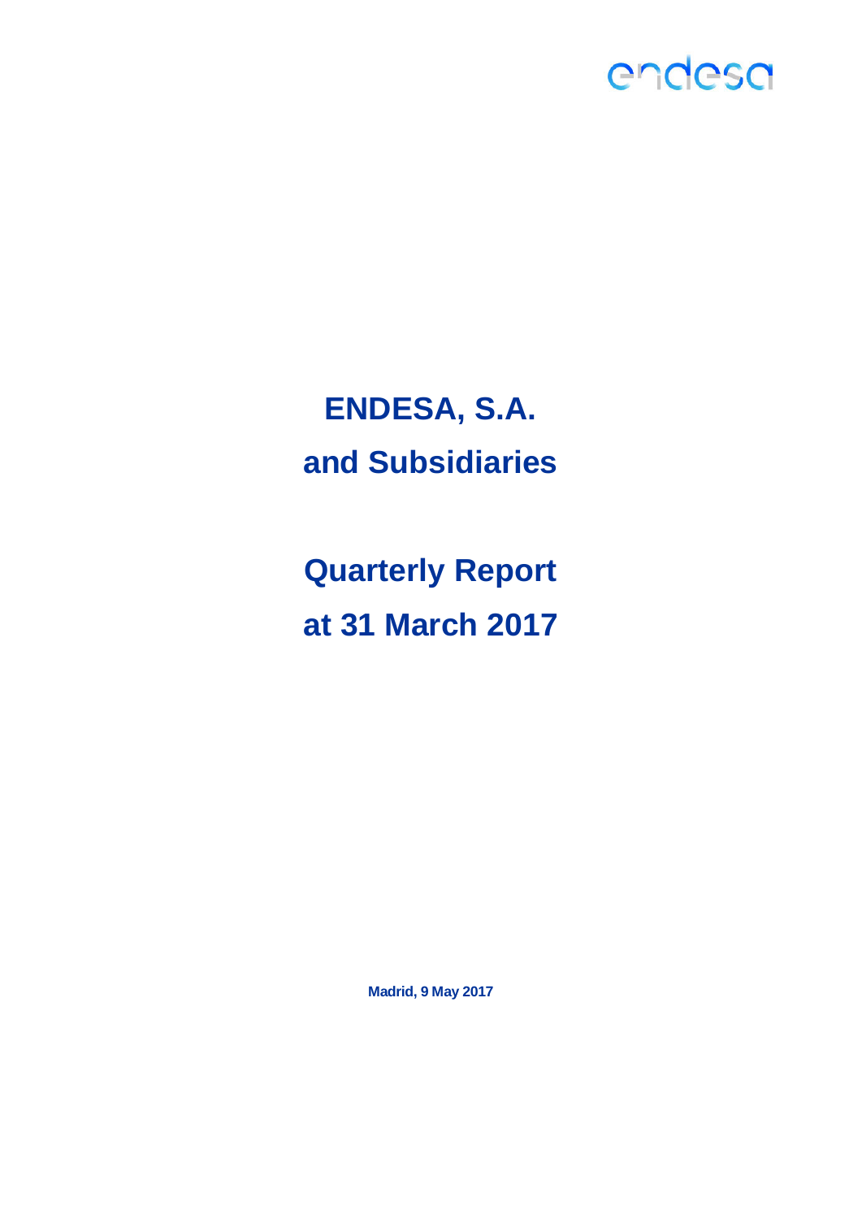endesa

# ENDESA, S.A.
# and Subsidiaries

# Quarterly Report
# at 31 March 2017

**Madrid, 9 May 2017**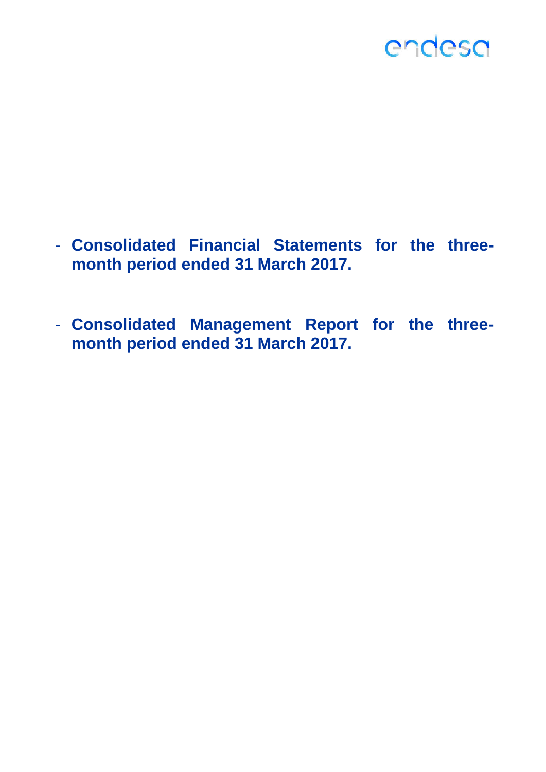- **Consolidated Financial Statements for the three-month period ended 31 March 2017.**

- **Consolidated Management Report for the three-month period ended 31 March 2017.**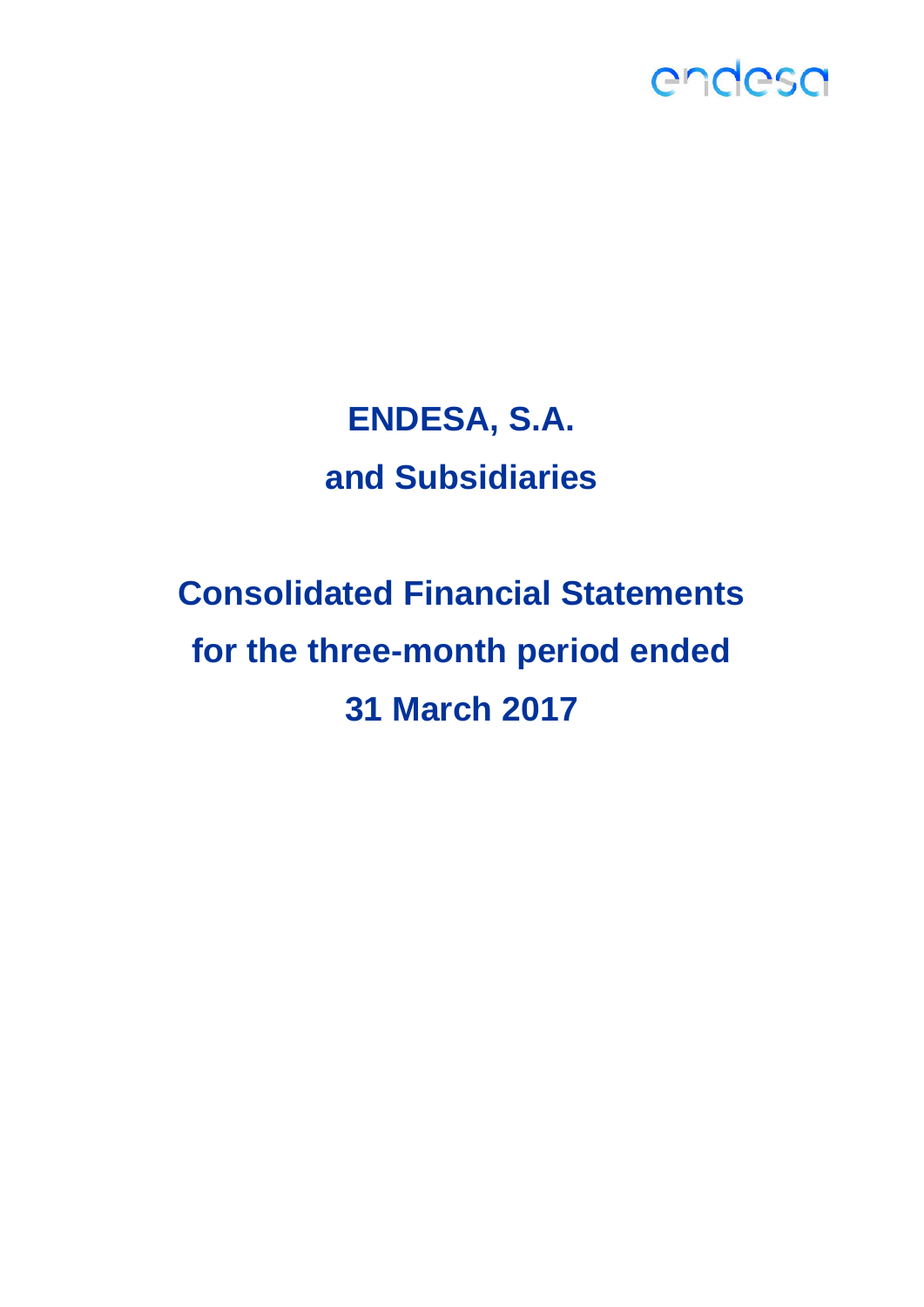# ENDESA, S.A.

# and Subsidiaries

# Consolidated Financial Statements for the three-month period ended 31 March 2017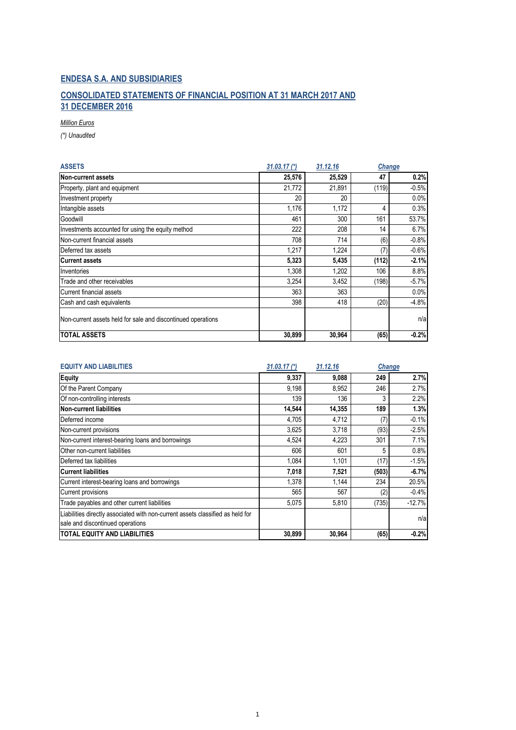## ENDESA S.A. AND SUBSIDIARIES

## CONSOLIDATED STATEMENTS OF FINANCIAL POSITION AT 31 MARCH 2017 AND 31 DECEMBER 2016

*Million Euros*

*(\*) Unaudited*

| ASSETS | 31.03.17 (*) | 31.12.16 | Change | |
|---|---|---|---|---|
| **Non-current assets** | **25,576** | **25,529** | **47** | **0.2%** |
| Property, plant and equipment | 21,772 | 21,891 | (119) | -0.5% |
| Investment property | 20 | 20 | | 0.0% |
| Intangible assets | 1,176 | 1,172 | 4 | 0.3% |
| Goodwill | 461 | 300 | 161 | 53.7% |
| Investments accounted for using the equity method | 222 | 208 | 14 | 6.7% |
| Non-current financial assets | 708 | 714 | (6) | -0.8% |
| Deferred tax assets | 1,217 | 1,224 | (7) | -0.6% |
| **Current assets** | **5,323** | **5,435** | **(112)** | **-2.1%** |
| Inventories | 1,308 | 1,202 | 106 | 8.8% |
| Trade and other receivables | 3,254 | 3,452 | (198) | -5.7% |
| Current financial assets | 363 | 363 | | 0.0% |
| Cash and cash equivalents | 398 | 418 | (20) | -4.8% |
| Non-current assets held for sale and discontinued operations | | | | n/a |
| **TOTAL ASSETS** | **30,899** | **30,964** | **(65)** | **-0.2%** |

| EQUITY AND LIABILITIES | 31.03.17 (*) | 31.12.16 | Change | |
|---|---|---|---|---|
| **Equity** | **9,337** | **9,088** | **249** | **2.7%** |
| Of the Parent Company | 9,198 | 8,952 | 246 | 2.7% |
| Of non-controlling interests | 139 | 136 | 3 | 2.2% |
| **Non-current liabilities** | **14,544** | **14,355** | **189** | **1.3%** |
| Deferred income | 4,705 | 4,712 | (7) | -0.1% |
| Non-current provisions | 3,625 | 3,718 | (93) | -2.5% |
| Non-current interest-bearing loans and borrowings | 4,524 | 4,223 | 301 | 7.1% |
| Other non-current liabilities | 606 | 601 | 5 | 0.8% |
| Deferred tax liabilities | 1,084 | 1,101 | (17) | -1.5% |
| **Current liabilities** | **7,018** | **7,521** | **(503)** | **-6.7%** |
| Current interest-bearing loans and borrowings | 1,378 | 1,144 | 234 | 20.5% |
| Current provisions | 565 | 567 | (2) | -0.4% |
| Trade payables and other current liabilities | 5,075 | 5,810 | (735) | -12.7% |
| Liabilities directly associated with non-current assets classified as held for sale and discontinued operations | | | | n/a |
| **TOTAL EQUITY AND LIABILITIES** | **30,899** | **30,964** | **(65)** | **-0.2%** |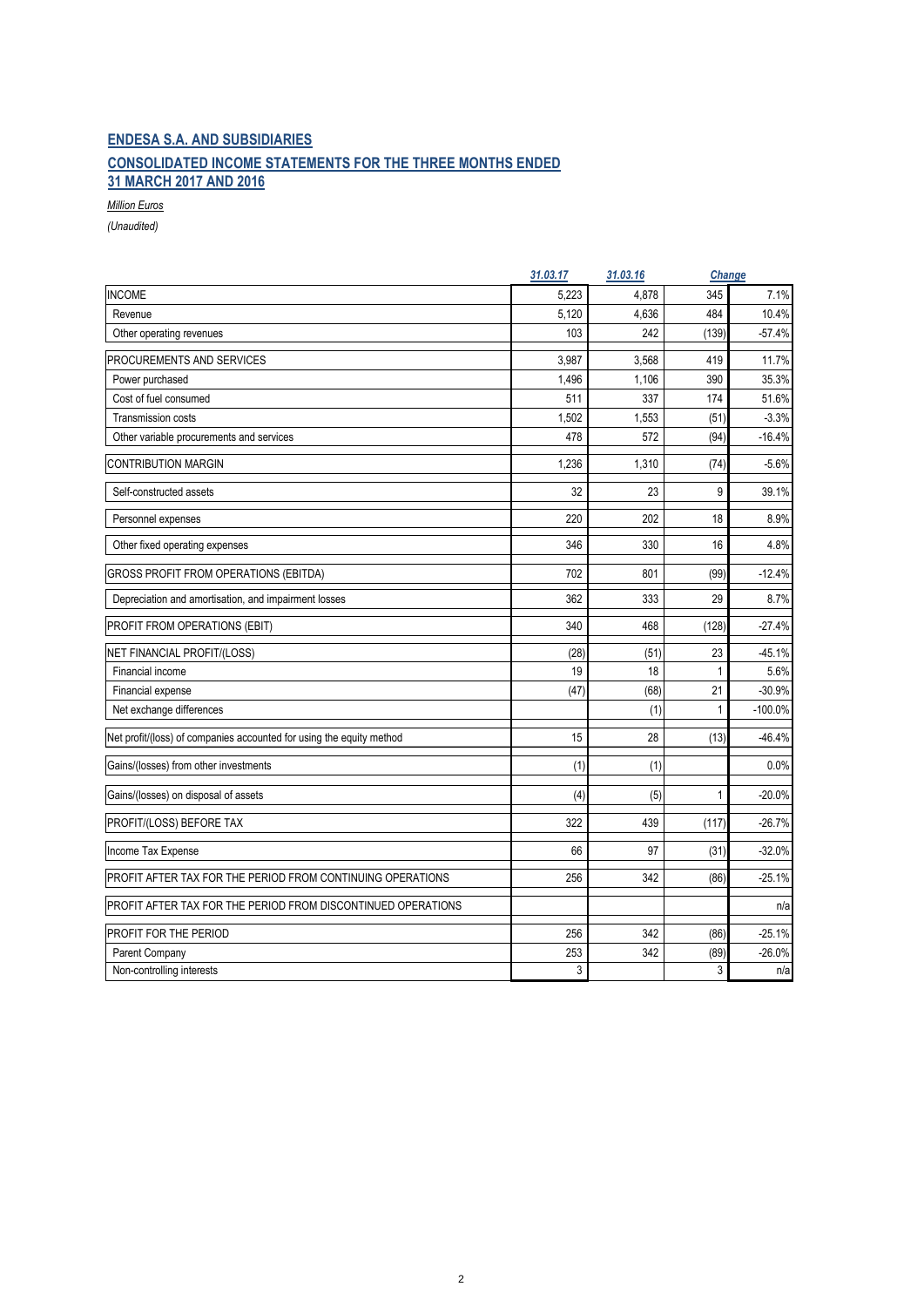## ENDESA S.A. AND SUBSIDIARIES

## CONSOLIDATED INCOME STATEMENTS FOR THE THREE MONTHS ENDED 31 MARCH 2017 AND 2016

*Million Euros*

*(Unaudited)*

| | 31.03.17 | 31.03.16 | Change | |
|---|---|---|---|---|
| INCOME | 5,223 | 4,878 | 345 | 7.1% |
| Revenue | 5,120 | 4,636 | 484 | 10.4% |
| Other operating revenues | 103 | 242 | (139) | -57.4% |
| PROCUREMENTS AND SERVICES | 3,987 | 3,568 | 419 | 11.7% |
| Power purchased | 1,496 | 1,106 | 390 | 35.3% |
| Cost of fuel consumed | 511 | 337 | 174 | 51.6% |
| Transmission costs | 1,502 | 1,553 | (51) | -3.3% |
| Other variable procurements and services | 478 | 572 | (94) | -16.4% |
| CONTRIBUTION MARGIN | 1,236 | 1,310 | (74) | -5.6% |
| Self-constructed assets | 32 | 23 | 9 | 39.1% |
| Personnel expenses | 220 | 202 | 18 | 8.9% |
| Other fixed operating expenses | 346 | 330 | 16 | 4.8% |
| GROSS PROFIT FROM OPERATIONS (EBITDA) | 702 | 801 | (99) | -12.4% |
| Depreciation and amortisation, and impairment losses | 362 | 333 | 29 | 8.7% |
| PROFIT FROM OPERATIONS (EBIT) | 340 | 468 | (128) | -27.4% |
| NET FINANCIAL PROFIT/(LOSS) | (28) | (51) | 23 | -45.1% |
| Financial income | 19 | 18 | 1 | 5.6% |
| Financial expense | (47) | (68) | 21 | -30.9% |
| Net exchange differences | | (1) | 1 | -100.0% |
| Net profit/(loss) of companies accounted for using the equity method | 15 | 28 | (13) | -46.4% |
| Gains/(losses) from other investments | (1) | (1) | | 0.0% |
| Gains/(losses) on disposal of assets | (4) | (5) | 1 | -20.0% |
| PROFIT/(LOSS) BEFORE TAX | 322 | 439 | (117) | -26.7% |
| Income Tax Expense | 66 | 97 | (31) | -32.0% |
| PROFIT AFTER TAX FOR THE PERIOD FROM CONTINUING OPERATIONS | 256 | 342 | (86) | -25.1% |
| PROFIT AFTER TAX FOR THE PERIOD FROM DISCONTINUED OPERATIONS | | | | n/a |
| PROFIT FOR THE PERIOD | 256 | 342 | (86) | -25.1% |
| Parent Company | 253 | 342 | (89) | -26.0% |
| Non-controlling interests | 3 | | 3 | n/a |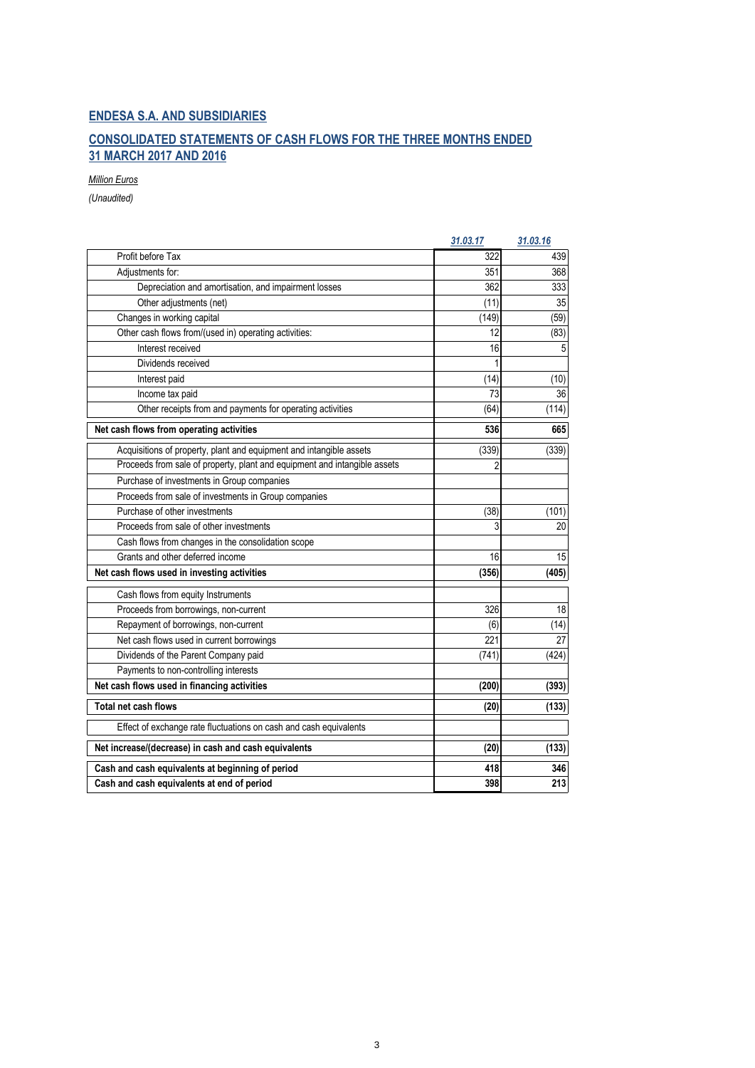## ENDESA S.A. AND SUBSIDIARIES

## CONSOLIDATED STATEMENTS OF CASH FLOWS FOR THE THREE MONTHS ENDED 31 MARCH 2017 AND 2016

*Million Euros*

*(Unaudited)*

| | *31.03.17* | *31.03.16* |
|---|---|---|
| Profit before Tax | 322 | 439 |
| Adjustments for: | 351 | 368 |
| Depreciation and amortisation, and impairment losses | 362 | 333 |
| Other adjustments (net) | (11) | 35 |
| Changes in working capital | (149) | (59) |
| Other cash flows from/(used in) operating activities: | 12 | (83) |
| Interest received | 16 | 5 |
| Dividends received | 1 | |
| Interest paid | (14) | (10) |
| Income tax paid | 73 | 36 |
| Other receipts from and payments for operating activities | (64) | (114) |
| **Net cash flows from operating activities** | **536** | **665** |
| Acquisitions of property, plant and equipment and intangible assets | (339) | (339) |
| Proceeds from sale of property, plant and equipment and intangible assets | 2 | |
| Purchase of investments in Group companies | | |
| Proceeds from sale of investments in Group companies | | |
| Purchase of other investments | (38) | (101) |
| Proceeds from sale of other investments | 3 | 20 |
| Cash flows from changes in the consolidation scope | | |
| Grants and other deferred income | 16 | 15 |
| **Net cash flows used in investing activities** | **(356)** | **(405)** |
| Cash flows from equity Instruments | | |
| Proceeds from borrowings, non-current | 326 | 18 |
| Repayment of borrowings, non-current | (6) | (14) |
| Net cash flows used in current borrowings | 221 | 27 |
| Dividends of the Parent Company paid | (741) | (424) |
| Payments to non-controlling interests | | |
| **Net cash flows used in financing activities** | **(200)** | **(393)** |
| **Total net cash flows** | **(20)** | **(133)** |
| Effect of exchange rate fluctuations on cash and cash equivalents | | |
| **Net increase/(decrease) in cash and cash equivalents** | **(20)** | **(133)** |
| **Cash and cash equivalents at beginning of period** | **418** | **346** |
| **Cash and cash equivalents at end of period** | **398** | **213** |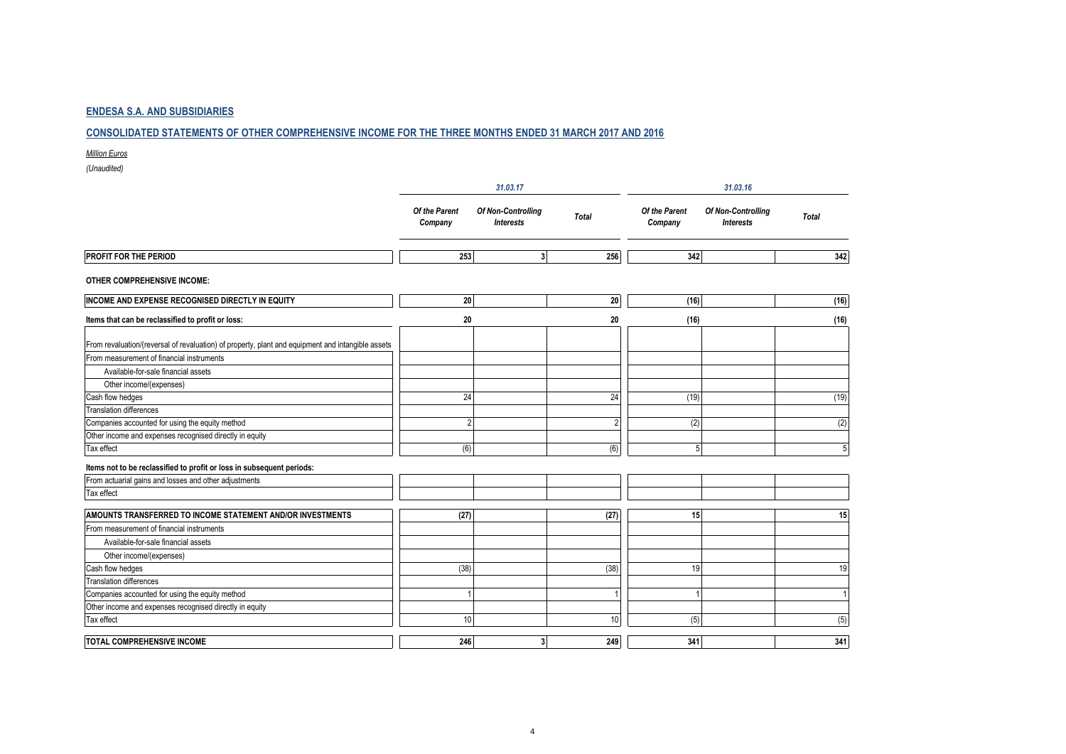## ENDESA S.A. AND SUBSIDIARIES

## CONSOLIDATED STATEMENTS OF OTHER COMPREHENSIVE INCOME FOR THE THREE MONTHS ENDED 31 MARCH 2017 AND 2016

*Million Euros*

*(Unaudited)*

| | *31.03.17* | | | *31.03.16* | | |
|---|---|---|---|---|---|---|
| | *Of the Parent Company* | *Of Non-Controlling Interests* | *Total* | *Of the Parent Company* | *Of Non-Controlling Interests* | *Total* |
| **PROFIT FOR THE PERIOD** | **253** | **3** | **256** | **342** | | **342** |
| **OTHER COMPREHENSIVE INCOME:** | | | | | | |
| **INCOME AND EXPENSE RECOGNISED DIRECTLY IN EQUITY** | **20** | | **20** | **(16)** | | **(16)** |
| **Items that can be reclassified to profit or loss:** | **20** | | **20** | **(16)** | | **(16)** |
| From revaluation/(reversal of revaluation) of property, plant and equipment and intangible assets | | | | | | |
| From measurement of financial instruments | | | | | | |
| Available-for-sale financial assets | | | | | | |
| Other income/(expenses) | | | | | | |
| Cash flow hedges | 24 | | 24 | (19) | | (19) |
| Translation differences | | | | | | |
| Companies accounted for using the equity method | 2 | | 2 | (2) | | (2) |
| Other income and expenses recognised directly in equity | | | | | | |
| Tax effect | (6) | | (6) | 5 | | 5 |
| **Items not to be reclassified to profit or loss in subsequent periods:** | | | | | | |
| From actuarial gains and losses and other adjustments | | | | | | |
| Tax effect | | | | | | |
| **AMOUNTS TRANSFERRED TO INCOME STATEMENT AND/OR INVESTMENTS** | **(27)** | | **(27)** | **15** | | **15** |
| From measurement of financial instruments | | | | | | |
| Available-for-sale financial assets | | | | | | |
| Other income/(expenses) | | | | | | |
| Cash flow hedges | (38) | | (38) | 19 | | 19 |
| Translation differences | | | | | | |
| Companies accounted for using the equity method | 1 | | 1 | 1 | | 1 |
| Other income and expenses recognised directly in equity | | | | | | |
| Tax effect | 10 | | 10 | (5) | | (5) |
| **TOTAL COMPREHENSIVE INCOME** | **246** | **3** | **249** | **341** | | **341** |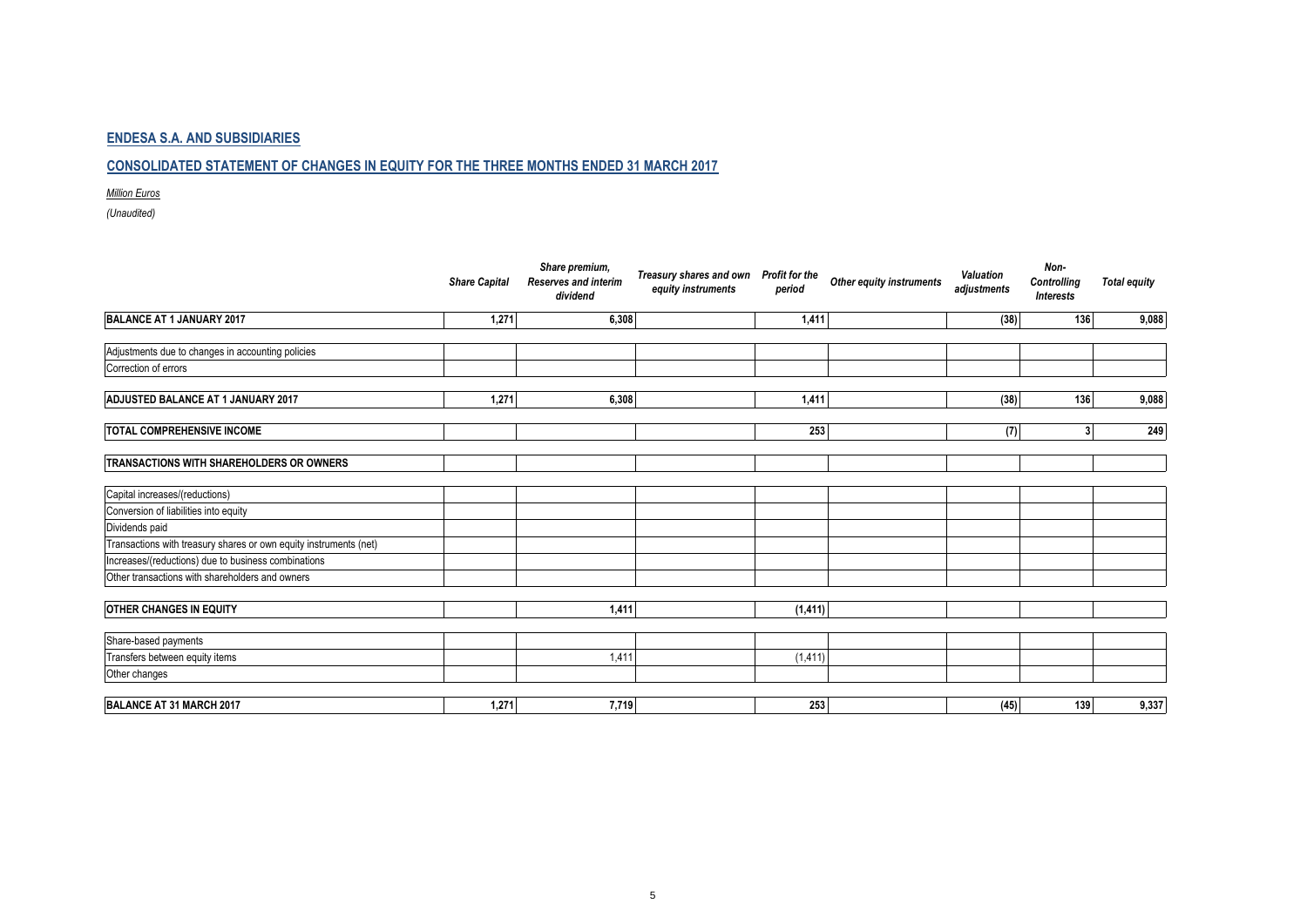## ENDESA S.A. AND SUBSIDIARIES

## CONSOLIDATED STATEMENT OF CHANGES IN EQUITY FOR THE THREE MONTHS ENDED 31 MARCH 2017

*Million Euros*

*(Unaudited)*

| | *Share Capital* | *Share premium, Reserves and interim dividend* | *Treasury shares and own equity instruments* | *Profit for the period* | *Other equity instruments* | *Valuation adjustments* | *Non-Controlling Interests* | *Total equity* |
|---|---|---|---|---|---|---|---|---|
| **BALANCE AT 1 JANUARY 2017** | **1,271** | **6,308** | | **1,411** | | **(38)** | **136** | **9,088** |
| Adjustments due to changes in accounting policies | | | | | | | | |
| Correction of errors | | | | | | | | |
| **ADJUSTED BALANCE AT 1 JANUARY 2017** | **1,271** | **6,308** | | **1,411** | | **(38)** | **136** | **9,088** |
| **TOTAL COMPREHENSIVE INCOME** | | | | **253** | | **(7)** | **3** | **249** |
| **TRANSACTIONS WITH SHAREHOLDERS OR OWNERS** | | | | | | | | |
| Capital increases/(reductions) | | | | | | | | |
| Conversion of liabilities into equity | | | | | | | | |
| Dividends paid | | | | | | | | |
| Transactions with treasury shares or own equity instruments (net) | | | | | | | | |
| Increases/(reductions) due to business combinations | | | | | | | | |
| Other transactions with shareholders and owners | | | | | | | | |
| **OTHER CHANGES IN EQUITY** | | **1,411** | | **(1,411)** | | | | |
| Share-based payments | | | | | | | | |
| Transfers between equity items | | 1,411 | | (1,411) | | | | |
| Other changes | | | | | | | | |
| **BALANCE AT 31 MARCH 2017** | **1,271** | **7,719** | | **253** | | **(45)** | **139** | **9,337** |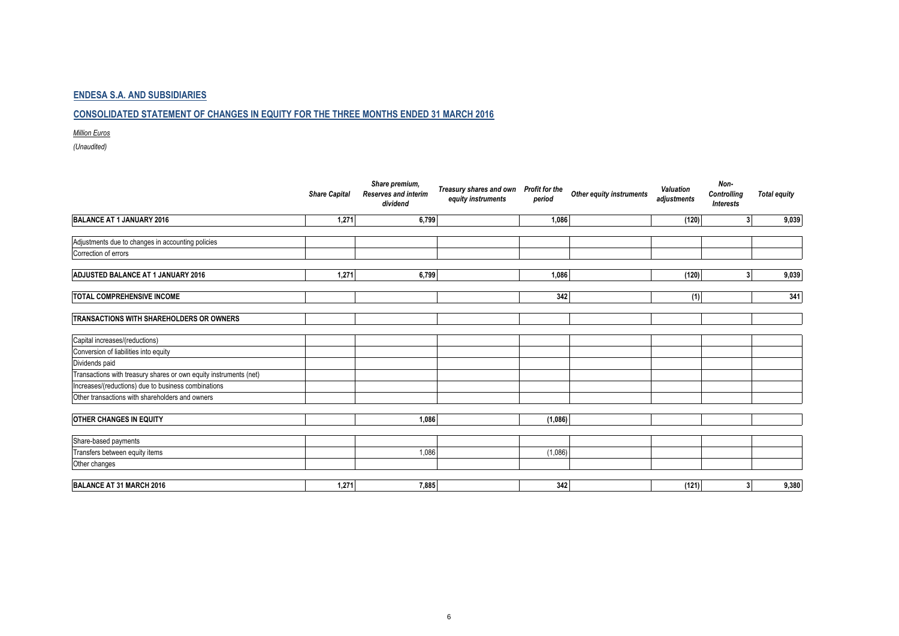## ENDESA S.A. AND SUBSIDIARIES

## CONSOLIDATED STATEMENT OF CHANGES IN EQUITY FOR THE THREE MONTHS ENDED 31 MARCH 2016

*Million Euros*

*(Unaudited)*

| | *Share Capital* | *Share premium, Reserves and interim dividend* | *Treasury shares and own equity instruments* | *Profit for the period* | *Other equity instruments* | *Valuation adjustments* | *Non-Controlling Interests* | *Total equity* |
|---|---|---|---|---|---|---|---|---|
| **BALANCE AT 1 JANUARY 2016** | **1,271** | **6,799** | | **1,086** | | **(120)** | **3** | **9,039** |
| Adjustments due to changes in accounting policies | | | | | | | | |
| Correction of errors | | | | | | | | |
| **ADJUSTED BALANCE AT 1 JANUARY 2016** | **1,271** | **6,799** | | **1,086** | | **(120)** | **3** | **9,039** |
| **TOTAL COMPREHENSIVE INCOME** | | | | **342** | | **(1)** | | **341** |
| **TRANSACTIONS WITH SHAREHOLDERS OR OWNERS** | | | | | | | | |
| Capital increases/(reductions) | | | | | | | | |
| Conversion of liabilities into equity | | | | | | | | |
| Dividends paid | | | | | | | | |
| Transactions with treasury shares or own equity instruments (net) | | | | | | | | |
| Increases/(reductions) due to business combinations | | | | | | | | |
| Other transactions with shareholders and owners | | | | | | | | |
| **OTHER CHANGES IN EQUITY** | | **1,086** | | **(1,086)** | | | | |
| Share-based payments | | | | | | | | |
| Transfers between equity items | | 1,086 | | (1,086) | | | | |
| Other changes | | | | | | | | |
| **BALANCE AT 31 MARCH 2016** | **1,271** | **7,885** | | **342** | | **(121)** | **3** | **9,380** |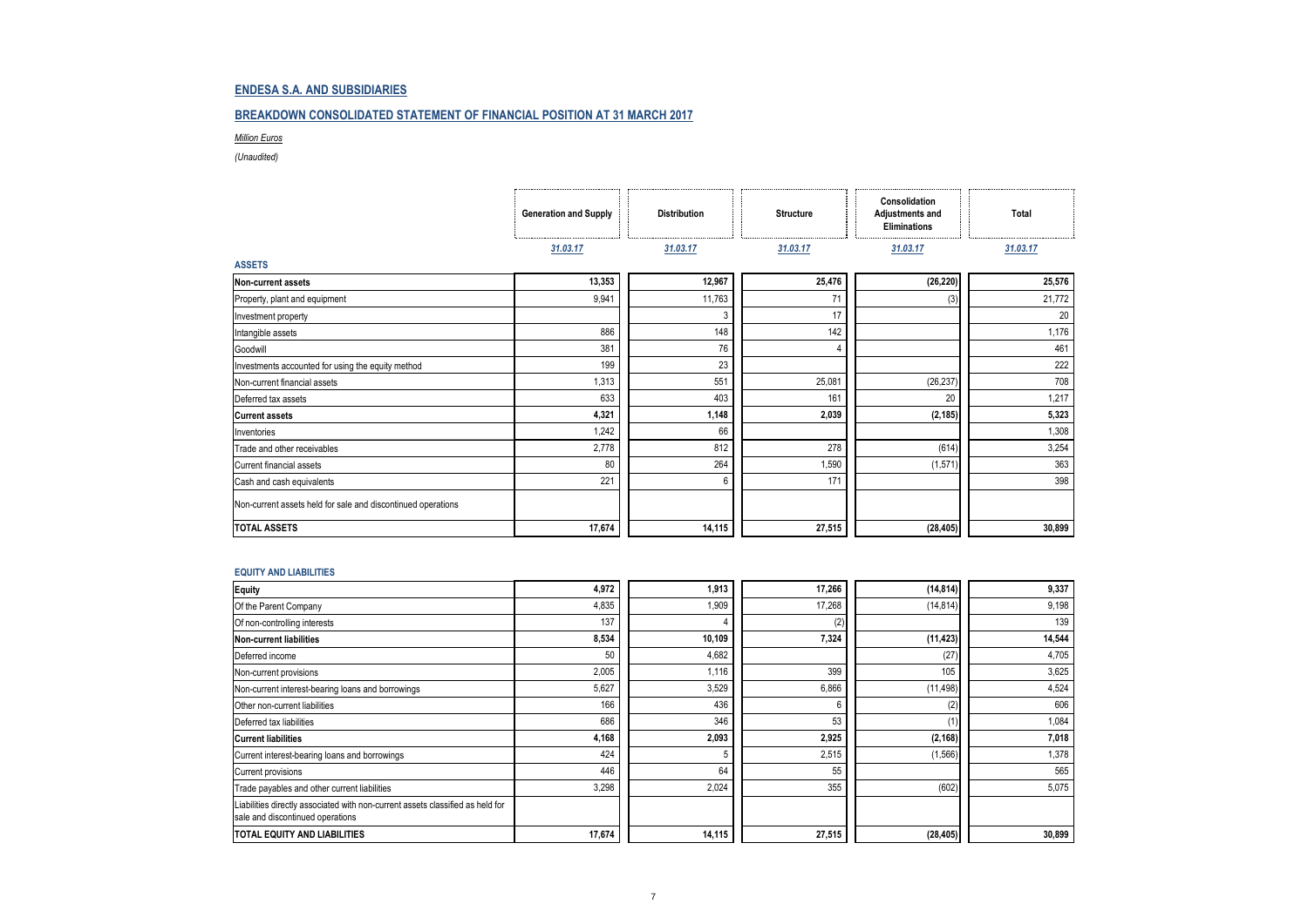## ENDESA S.A. AND SUBSIDIARIES

### BREAKDOWN CONSOLIDATED STATEMENT OF FINANCIAL POSITION AT 31 MARCH 2017

*Million Euros*

*(Unaudited)*

| | Generation and Supply | Distribution | Structure | Consolidation Adjustments and Eliminations | Total |
|---|---|---|---|---|---|
| | 31.03.17 | 31.03.17 | 31.03.17 | 31.03.17 | 31.03.17 |
| **ASSETS** | | | | | |
| **Non-current assets** | **13,353** | **12,967** | **25,476** | **(26,220)** | **25,576** |
| Property, plant and equipment | 9,941 | 11,763 | 71 | (3) | 21,772 |
| Investment property | | 3 | 17 | | 20 |
| Intangible assets | 886 | 148 | 142 | | 1,176 |
| Goodwill | 381 | 76 | 4 | | 461 |
| Investments accounted for using the equity method | 199 | 23 | | | 222 |
| Non-current financial assets | 1,313 | 551 | 25,081 | (26,237) | 708 |
| Deferred tax assets | 633 | 403 | 161 | 20 | 1,217 |
| **Current assets** | **4,321** | **1,148** | **2,039** | **(2,185)** | **5,323** |
| Inventories | 1,242 | 66 | | | 1,308 |
| Trade and other receivables | 2,778 | 812 | 278 | (614) | 3,254 |
| Current financial assets | 80 | 264 | 1,590 | (1,571) | 363 |
| Cash and cash equivalents | 221 | 6 | 171 | | 398 |
| Non-current assets held for sale and discontinued operations | | | | | |
| **TOTAL ASSETS** | **17,674** | **14,115** | **27,515** | **(28,405)** | **30,899** |

| | Generation and Supply | Distribution | Structure | Consolidation Adjustments and Eliminations | Total |
|---|---|---|---|---|---|
| **EQUITY AND LIABILITIES** | | | | | |
| **Equity** | **4,972** | **1,913** | **17,266** | **(14,814)** | **9,337** |
| Of the Parent Company | 4,835 | 1,909 | 17,268 | (14,814) | 9,198 |
| Of non-controlling interests | 137 | 4 | (2) | | 139 |
| **Non-current liabilities** | **8,534** | **10,109** | **7,324** | **(11,423)** | **14,544** |
| Deferred income | 50 | 4,682 | | (27) | 4,705 |
| Non-current provisions | 2,005 | 1,116 | 399 | 105 | 3,625 |
| Non-current interest-bearing loans and borrowings | 5,627 | 3,529 | 6,866 | (11,498) | 4,524 |
| Other non-current liabilities | 166 | 436 | 6 | (2) | 606 |
| Deferred tax liabilities | 686 | 346 | 53 | (1) | 1,084 |
| **Current liabilities** | **4,168** | **2,093** | **2,925** | **(2,168)** | **7,018** |
| Current interest-bearing loans and borrowings | 424 | 5 | 2,515 | (1,566) | 1,378 |
| Current provisions | 446 | 64 | 55 | | 565 |
| Trade payables and other current liabilities | 3,298 | 2,024 | 355 | (602) | 5,075 |
| Liabilities directly associated with non-current assets classified as held for sale and discontinued operations | | | | | |
| **TOTAL EQUITY AND LIABILITIES** | **17,674** | **14,115** | **27,515** | **(28,405)** | **30,899** |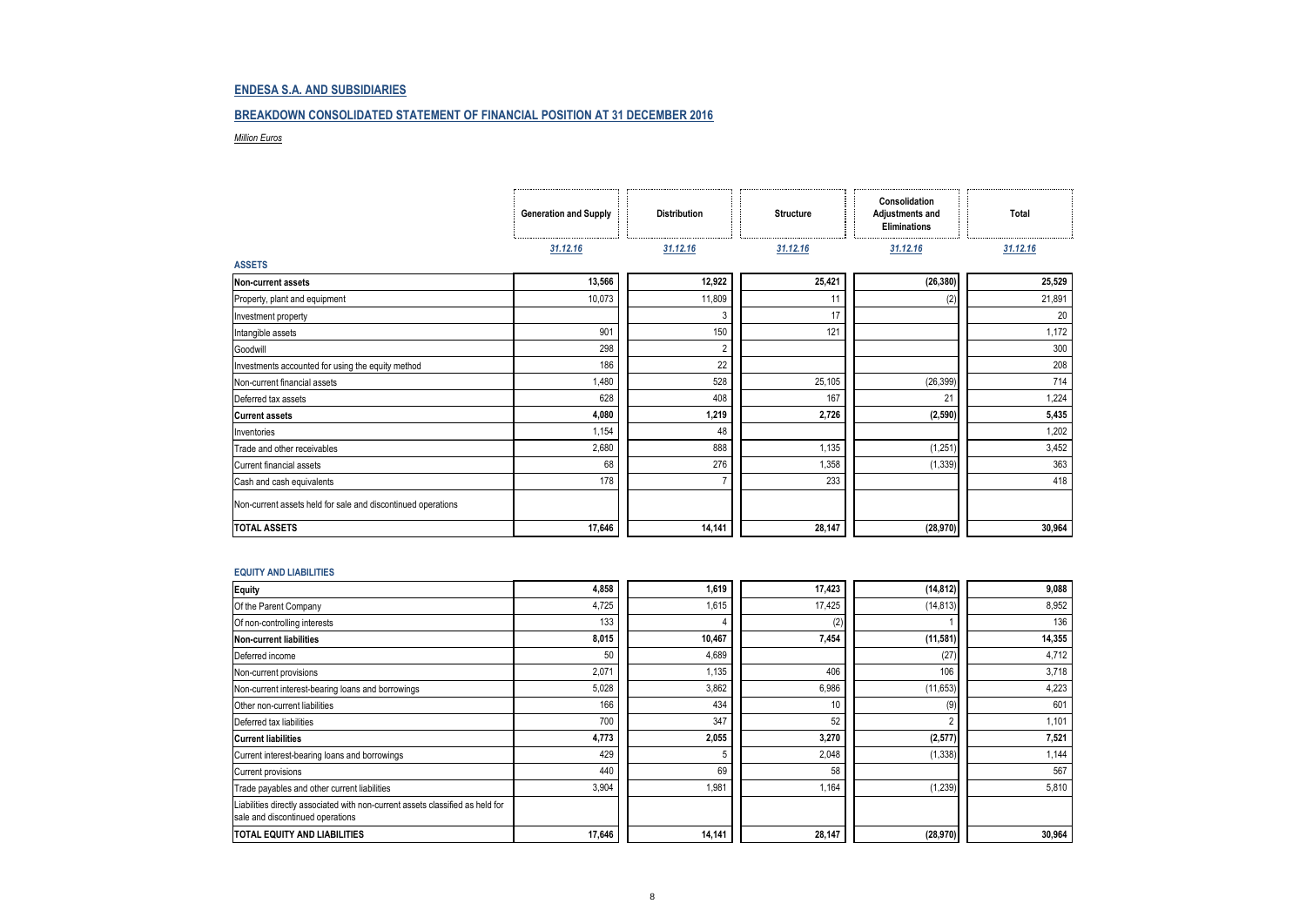## ENDESA S.A. AND SUBSIDIARIES

## BREAKDOWN CONSOLIDATED STATEMENT OF FINANCIAL POSITION AT 31 DECEMBER 2016

*Million Euros*

| | Generation and Supply | Distribution | Structure | Consolidation Adjustments and Eliminations | Total |
|---|---|---|---|---|---|
| | 31.12.16 | 31.12.16 | 31.12.16 | 31.12.16 | 31.12.16 |
| **ASSETS** | | | | | |
| **Non-current assets** | **13,566** | **12,922** | **25,421** | **(26,380)** | **25,529** |
| Property, plant and equipment | 10,073 | 11,809 | 11 | (2) | 21,891 |
| Investment property | | 3 | 17 | | 20 |
| Intangible assets | 901 | 150 | 121 | | 1,172 |
| Goodwill | 298 | 2 | | | 300 |
| Investments accounted for using the equity method | 186 | 22 | | | 208 |
| Non-current financial assets | 1,480 | 528 | 25,105 | (26,399) | 714 |
| Deferred tax assets | 628 | 408 | 167 | 21 | 1,224 |
| **Current assets** | **4,080** | **1,219** | **2,726** | **(2,590)** | **5,435** |
| Inventories | 1,154 | 48 | | | 1,202 |
| Trade and other receivables | 2,680 | 888 | 1,135 | (1,251) | 3,452 |
| Current financial assets | 68 | 276 | 1,358 | (1,339) | 363 |
| Cash and cash equivalents | 178 | 7 | 233 | | 418 |
| Non-current assets held for sale and discontinued operations | | | | | |
| **TOTAL ASSETS** | **17,646** | **14,141** | **28,147** | **(28,970)** | **30,964** |
| **EQUITY AND LIABILITIES** | | | | | |
| **Equity** | **4,858** | **1,619** | **17,423** | **(14,812)** | **9,088** |
| Of the Parent Company | 4,725 | 1,615 | 17,425 | (14,813) | 8,952 |
| Of non-controlling interests | 133 | 4 | (2) | 1 | 136 |
| **Non-current liabilities** | **8,015** | **10,467** | **7,454** | **(11,581)** | **14,355** |
| Deferred income | 50 | 4,689 | | (27) | 4,712 |
| Non-current provisions | 2,071 | 1,135 | 406 | 106 | 3,718 |
| Non-current interest-bearing loans and borrowings | 5,028 | 3,862 | 6,986 | (11,653) | 4,223 |
| Other non-current liabilities | 166 | 434 | 10 | (9) | 601 |
| Deferred tax liabilities | 700 | 347 | 52 | 2 | 1,101 |
| **Current liabilities** | **4,773** | **2,055** | **3,270** | **(2,577)** | **7,521** |
| Current interest-bearing loans and borrowings | 429 | 5 | 2,048 | (1,338) | 1,144 |
| Current provisions | 440 | 69 | 58 | | 567 |
| Trade payables and other current liabilities | 3,904 | 1,981 | 1,164 | (1,239) | 5,810 |
| Liabilities directly associated with non-current assets classified as held for sale and discontinued operations | | | | | |
| **TOTAL EQUITY AND LIABILITIES** | **17,646** | **14,141** | **28,147** | **(28,970)** | **30,964** |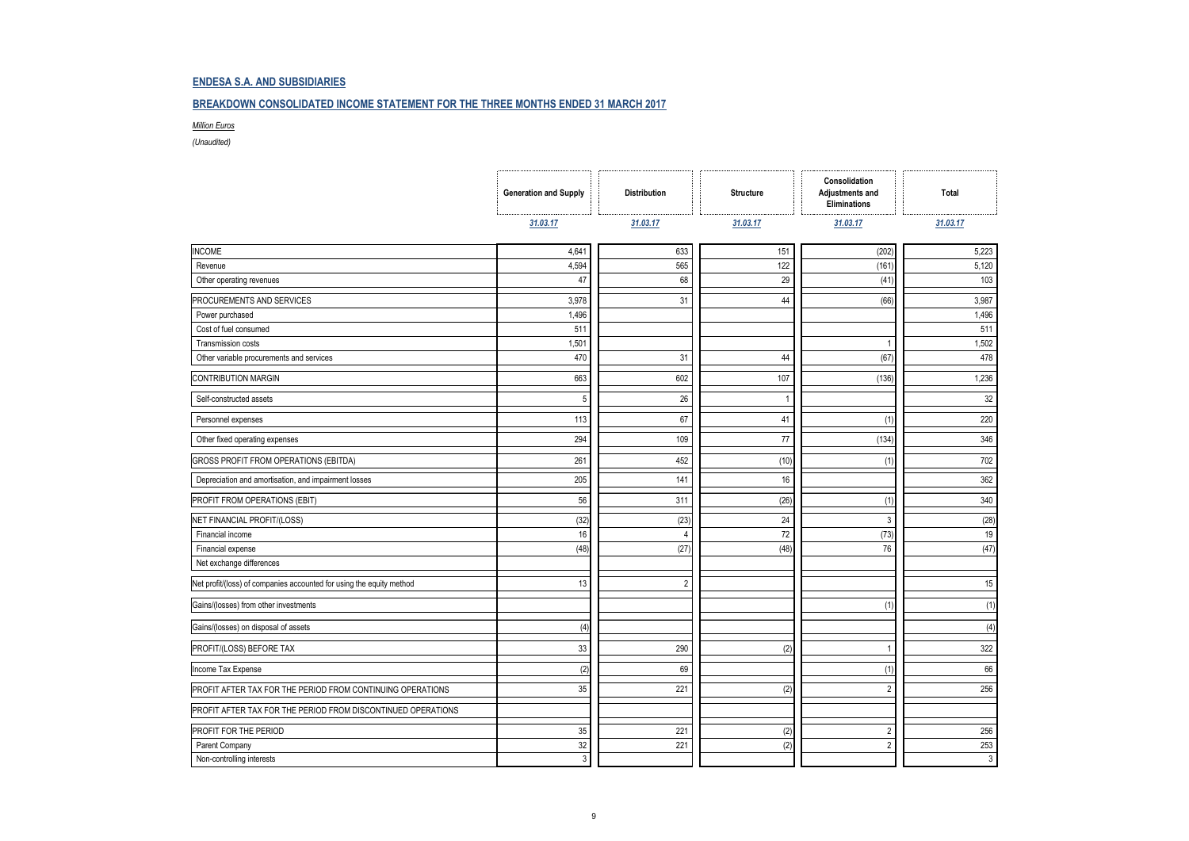**ENDESA S.A. AND SUBSIDIARIES**

**BREAKDOWN CONSOLIDATED INCOME STATEMENT FOR THE THREE MONTHS ENDED 31 MARCH 2017**

*Million Euros*

*(Unaudited)*

| | Generation and Supply | Distribution | Structure | Consolidation Adjustments and Eliminations | Total |
|---|---|---|---|---|---|
| | 31.03.17 | 31.03.17 | 31.03.17 | 31.03.17 | 31.03.17 |
| INCOME | 4,641 | 633 | 151 | (202) | 5,223 |
| Revenue | 4,594 | 565 | 122 | (161) | 5,120 |
| Other operating revenues | 47 | 68 | 29 | (41) | 103 |
| PROCUREMENTS AND SERVICES | 3,978 | 31 | 44 | (66) | 3,987 |
| Power purchased | 1,496 | | | | 1,496 |
| Cost of fuel consumed | 511 | | | | 511 |
| Transmission costs | 1,501 | | | 1 | 1,502 |
| Other variable procurements and services | 470 | 31 | 44 | (67) | 478 |
| CONTRIBUTION MARGIN | 663 | 602 | 107 | (136) | 1,236 |
| Self-constructed assets | 5 | 26 | 1 | | 32 |
| Personnel expenses | 113 | 67 | 41 | (1) | 220 |
| Other fixed operating expenses | 294 | 109 | 77 | (134) | 346 |
| GROSS PROFIT FROM OPERATIONS (EBITDA) | 261 | 452 | (10) | (1) | 702 |
| Depreciation and amortisation, and impairment losses | 205 | 141 | 16 | | 362 |
| PROFIT FROM OPERATIONS (EBIT) | 56 | 311 | (26) | (1) | 340 |
| NET FINANCIAL PROFIT/(LOSS) | (32) | (23) | 24 | 3 | (28) |
| Financial income | 16 | 4 | 72 | (73) | 19 |
| Financial expense | (48) | (27) | (48) | 76 | (47) |
| Net exchange differences | | | | | |
| Net profit/(loss) of companies accounted for using the equity method | 13 | 2 | | | 15 |
| Gains/(losses) from other investments | | | | (1) | (1) |
| Gains/(losses) on disposal of assets | (4) | | | | (4) |
| PROFIT/(LOSS) BEFORE TAX | 33 | 290 | (2) | 1 | 322 |
| Income Tax Expense | (2) | 69 | | (1) | 66 |
| PROFIT AFTER TAX FOR THE PERIOD FROM CONTINUING OPERATIONS | 35 | 221 | (2) | 2 | 256 |
| PROFIT AFTER TAX FOR THE PERIOD FROM DISCONTINUED OPERATIONS | | | | | |
| PROFIT FOR THE PERIOD | 35 | 221 | (2) | 2 | 256 |
| Parent Company | 32 | 221 | (2) | 2 | 253 |
| Non-controlling interests | 3 | | | | 3 |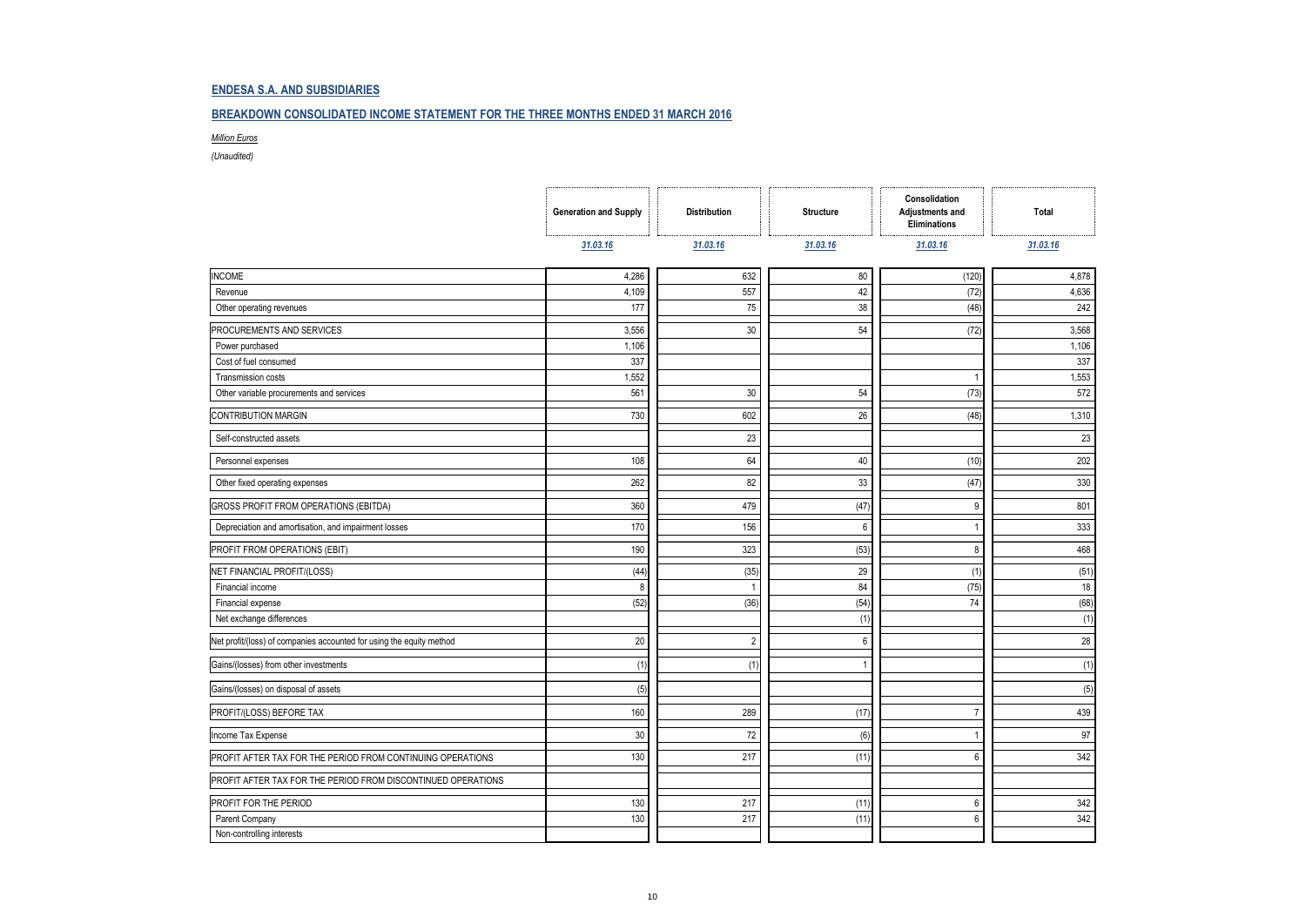## ENDESA S.A. AND SUBSIDIARIES

## BREAKDOWN CONSOLIDATED INCOME STATEMENT FOR THE THREE MONTHS ENDED 31 MARCH 2016

*Million Euros*

*(Unaudited)*

| | Generation and Supply | Distribution | Structure | Consolidation Adjustments and Eliminations | Total |
|---|---|---|---|---|---|
| | 31.03.16 | 31.03.16 | 31.03.16 | 31.03.16 | 31.03.16 |
| INCOME | 4,286 | 632 | 80 | (120) | 4,878 |
| Revenue | 4,109 | 557 | 42 | (72) | 4,636 |
| Other operating revenues | 177 | 75 | 38 | (48) | 242 |
| PROCUREMENTS AND SERVICES | 3,556 | 30 | 54 | (72) | 3,568 |
| Power purchased | 1,106 | | | | 1,106 |
| Cost of fuel consumed | 337 | | | | 337 |
| Transmission costs | 1,552 | | | 1 | 1,553 |
| Other variable procurements and services | 561 | 30 | 54 | (73) | 572 |
| CONTRIBUTION MARGIN | 730 | 602 | 26 | (48) | 1,310 |
| Self-constructed assets | | 23 | | | 23 |
| Personnel expenses | 108 | 64 | 40 | (10) | 202 |
| Other fixed operating expenses | 262 | 82 | 33 | (47) | 330 |
| GROSS PROFIT FROM OPERATIONS (EBITDA) | 360 | 479 | (47) | 9 | 801 |
| Depreciation and amortisation, and impairment losses | 170 | 156 | 6 | 1 | 333 |
| PROFIT FROM OPERATIONS (EBIT) | 190 | 323 | (53) | 8 | 468 |
| NET FINANCIAL PROFIT/(LOSS) | (44) | (35) | 29 | (1) | (51) |
| Financial income | 8 | 1 | 84 | (75) | 18 |
| Financial expense | (52) | (36) | (54) | 74 | (68) |
| Net exchange differences | | | (1) | | (1) |
| Net profit/(loss) of companies accounted for using the equity method | 20 | 2 | 6 | | 28 |
| Gains/(losses) from other investments | (1) | (1) | 1 | | (1) |
| Gains/(losses) on disposal of assets | (5) | | | | (5) |
| PROFIT/(LOSS) BEFORE TAX | 160 | 289 | (17) | 7 | 439 |
| Income Tax Expense | 30 | 72 | (6) | 1 | 97 |
| PROFIT AFTER TAX FOR THE PERIOD FROM CONTINUING OPERATIONS | 130 | 217 | (11) | 6 | 342 |
| PROFIT AFTER TAX FOR THE PERIOD FROM DISCONTINUED OPERATIONS | | | | | |
| PROFIT FOR THE PERIOD | 130 | 217 | (11) | 6 | 342 |
| Parent Company | 130 | 217 | (11) | 6 | 342 |
| Non-controlling interests | | | | | |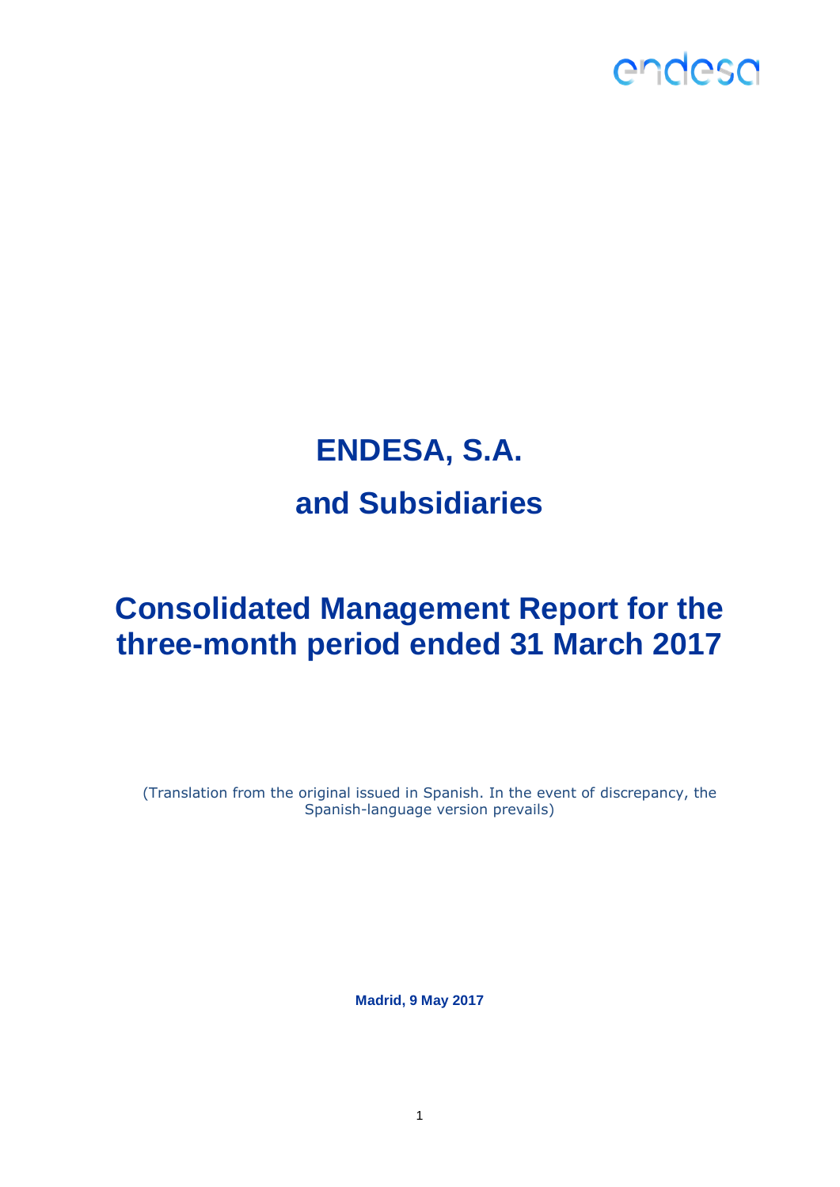# ENDESA, S.A.

# and Subsidiaries

# Consolidated Management Report for the three-month period ended 31 March 2017

(Translation from the original issued in Spanish. In the event of discrepancy, the Spanish-language version prevails)

**Madrid, 9 May 2017**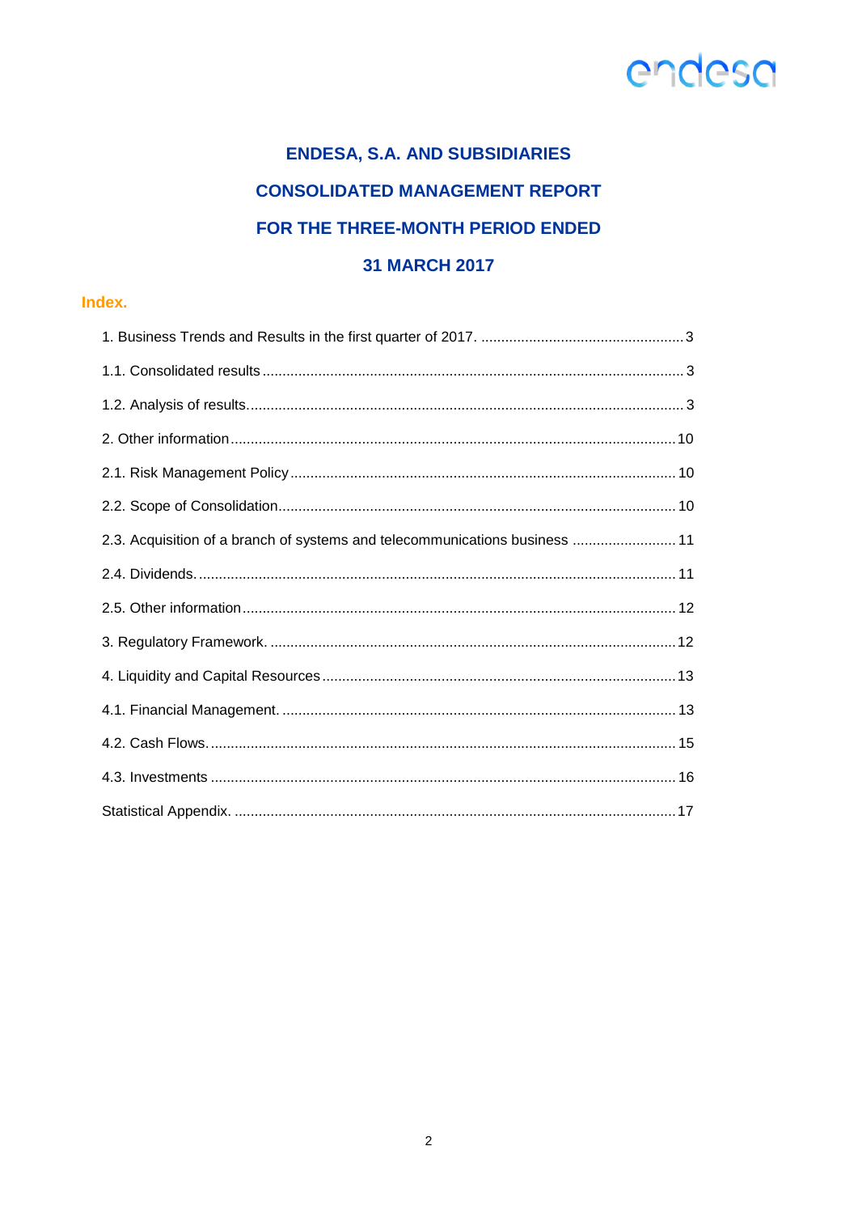# ENDESA, S.A. AND SUBSIDIARIES

# CONSOLIDATED MANAGEMENT REPORT

# FOR THE THREE-MONTH PERIOD ENDED

# 31 MARCH 2017

## Index.

1. Business Trends and Results in the first quarter of 2017. .................................................. 3
1.1. Consolidated results ........................................................................................................ 3
1.2. Analysis of results............................................................................................................ 3
2. Other information .............................................................................................................. 10
2.1. Risk Management Policy ................................................................................................ 10
2.2. Scope of Consolidation................................................................................................... 10
2.3. Acquisition of a branch of systems and telecommunications business .......................... 11
2.4. Dividends. ....................................................................................................................... 11
2.5. Other information ............................................................................................................ 12
3. Regulatory Framework. ..................................................................................................... 12
4. Liquidity and Capital Resources ........................................................................................ 13
4.1. Financial Management. .................................................................................................. 13
4.2. Cash Flows. .................................................................................................................... 15
4.3. Investments .................................................................................................................... 16
Statistical Appendix. .............................................................................................................. 17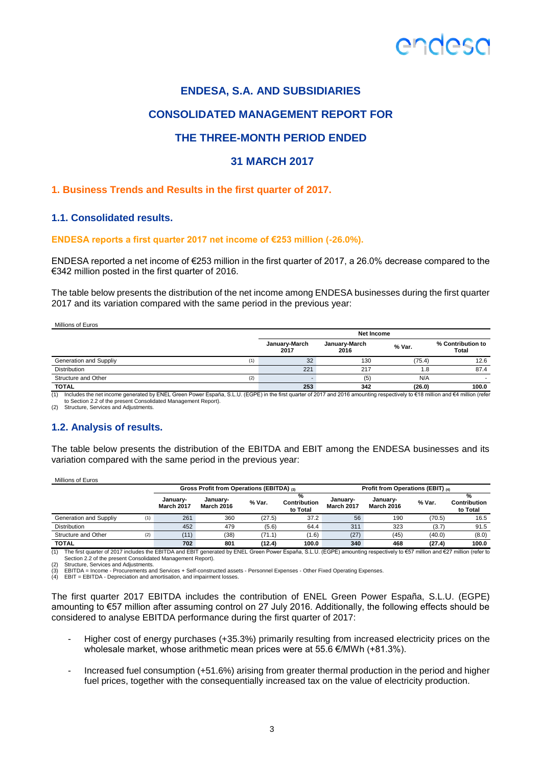# ENDESA, S.A. AND SUBSIDIARIES

# CONSOLIDATED MANAGEMENT REPORT FOR

# THE THREE-MONTH PERIOD ENDED

# 31 MARCH 2017

## 1. Business Trends and Results in the first quarter of 2017.

### 1.1. Consolidated results.

**ENDESA reports a first quarter 2017 net income of €253 million (-26.0%).**

ENDESA reported a net income of €253 million in the first quarter of 2017, a 26.0% decrease compared to the €342 million posted in the first quarter of 2016.

The table below presents the distribution of the net income among ENDESA businesses during the first quarter 2017 and its variation compared with the same period in the previous year:

Millions of Euros

| | | Net Income | | | |
|---|---|---|---|---|---|
| | | January-March 2017 | January-March 2016 | % Var. | % Contribution to Total |
| Generation and Suppliy | (1) | 32 | 130 | (75.4) | 12.6 |
| Distribution | | 221 | 217 | 1.8 | 87.4 |
| Structure and Other | (2) | - | (5) | N/A | - |
| **TOTAL** | | **253** | **342** | **(26.0)** | **100.0** |

(1) Includes the net income generated by ENEL Green Power España, S.L.U. (EGPE) in the first quarter of 2017 and 2016 amounting respectively to €18 million and €4 million (refer to Section 2.2 of the present Consolidated Management Report).
(2) Structure, Services and Adjustments.

### 1.2. Analysis of results.

The table below presents the distribution of the EBITDA and EBIT among the ENDESA businesses and its variation compared with the same period in the previous year:

Millions of Euros

| | | Gross Profit from Operations (EBITDA) (3) | | | | Profit from Operations (EBIT) (4) | | | |
|---|---|---|---|---|---|---|---|---|---|
| | | January-March 2017 | January-March 2016 | % Var. | % Contribution to Total | January-March 2017 | January-March 2016 | % Var. | % Contribution to Total |
| Generation and Suppliy | (1) | 261 | 360 | (27.5) | 37.2 | 56 | 190 | (70.5) | 16.5 |
| Distribution | | 452 | 479 | (5.6) | 64.4 | 311 | 323 | (3.7) | 91.5 |
| Structure and Other | (2) | (11) | (38) | (71.1) | (1.6) | (27) | (45) | (40.0) | (8.0) |
| **TOTAL** | | **702** | **801** | **(12.4)** | **100.0** | **340** | **468** | **(27.4)** | **100.0** |

(1) The first quarter of 2017 includes the EBITDA and EBIT generated by ENEL Green Power España, S.L.U. (EGPE) amounting respectively to €57 million and €27 million (refer to Section 2.2 of the present Consolidated Management Report).
(2) Structure, Services and Adjustments.
(3) EBITDA = Income - Procurements and Services + Self-constructed assets - Personnel Expenses - Other Fixed Operating Expenses.
(4) EBIT = EBITDA - Depreciation and amortisation, and impairment losses.

The first quarter 2017 EBITDA includes the contribution of ENEL Green Power España, S.L.U. (EGPE) amounting to €57 million after assuming control on 27 July 2016. Additionally, the following effects should be considered to analyse EBITDA performance during the first quarter of 2017:

- Higher cost of energy purchases (+35.3%) primarily resulting from increased electricity prices on the wholesale market, whose arithmetic mean prices were at 55.6 €/MWh (+81.3%).

- Increased fuel consumption (+51.6%) arising from greater thermal production in the period and higher fuel prices, together with the consequentially increased tax on the value of electricity production.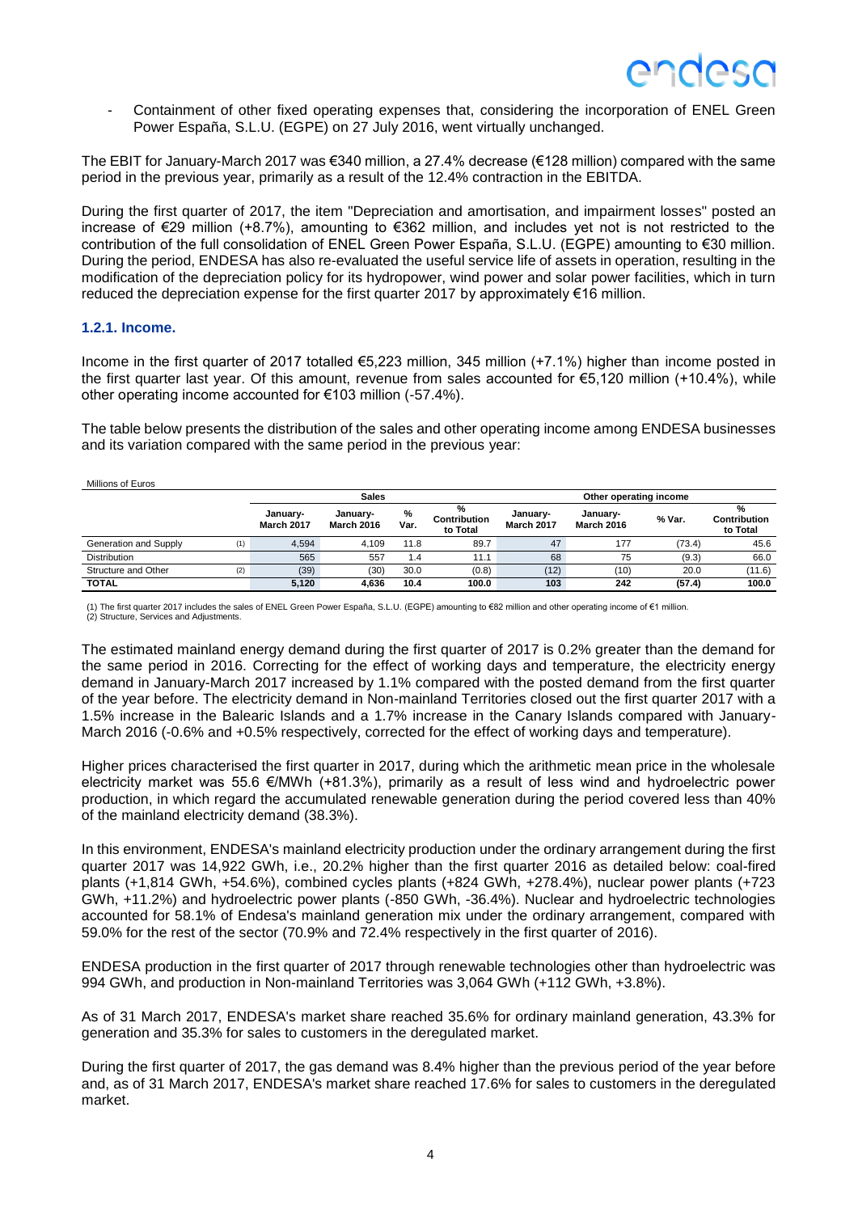- Containment of other fixed operating expenses that, considering the incorporation of ENEL Green Power España, S.L.U. (EGPE) on 27 July 2016, went virtually unchanged.

The EBIT for January-March 2017 was €340 million, a 27.4% decrease (€128 million) compared with the same period in the previous year, primarily as a result of the 12.4% contraction in the EBITDA.

During the first quarter of 2017, the item "Depreciation and amortisation, and impairment losses" posted an increase of €29 million (+8.7%), amounting to €362 million, and includes yet not is not restricted to the contribution of the full consolidation of ENEL Green Power España, S.L.U. (EGPE) amounting to €30 million. During the period, ENDESA has also re-evaluated the useful service life of assets in operation, resulting in the modification of the depreciation policy for its hydropower, wind power and solar power facilities, which in turn reduced the depreciation expense for the first quarter 2017 by approximately €16 million.

### 1.2.1. Income.

Income in the first quarter of 2017 totalled €5,223 million, 345 million (+7.1%) higher than income posted in the first quarter last year. Of this amount, revenue from sales accounted for €5,120 million (+10.4%), while other operating income accounted for €103 million (-57.4%).

The table below presents the distribution of the sales and other operating income among ENDESA businesses and its variation compared with the same period in the previous year:

Millions of Euros

| | | Sales | | | | Other operating income | | | |
|---|---|---|---|---|---|---|---|---|---|
| | | January-March 2017 | January-March 2016 | % Var. | % Contribution to Total | January-March 2017 | January-March 2016 | % Var. | % Contribution to Total |
| Generation and Supply | (1) | 4,594 | 4,109 | 11.8 | 89.7 | 47 | 177 | (73.4) | 45.6 |
| Distribution | | 565 | 557 | 1.4 | 11.1 | 68 | 75 | (9.3) | 66.0 |
| Structure and Other | (2) | (39) | (30) | 30.0 | (0.8) | (12) | (10) | 20.0 | (11.6) |
| **TOTAL** | | **5,120** | **4,636** | **10.4** | **100.0** | **103** | **242** | **(57.4)** | **100.0** |

(1) The first quarter 2017 includes the sales of ENEL Green Power España, S.L.U. (EGPE) amounting to €82 million and other operating income of €1 million.
(2) Structure, Services and Adjustments.

The estimated mainland energy demand during the first quarter of 2017 is 0.2% greater than the demand for the same period in 2016. Correcting for the effect of working days and temperature, the electricity energy demand in January-March 2017 increased by 1.1% compared with the posted demand from the first quarter of the year before. The electricity demand in Non-mainland Territories closed out the first quarter 2017 with a 1.5% increase in the Balearic Islands and a 1.7% increase in the Canary Islands compared with January-March 2016 (-0.6% and +0.5% respectively, corrected for the effect of working days and temperature).

Higher prices characterised the first quarter in 2017, during which the arithmetic mean price in the wholesale electricity market was 55.6 €/MWh (+81.3%), primarily as a result of less wind and hydroelectric power production, in which regard the accumulated renewable generation during the period covered less than 40% of the mainland electricity demand (38.3%).

In this environment, ENDESA's mainland electricity production under the ordinary arrangement during the first quarter 2017 was 14,922 GWh, i.e., 20.2% higher than the first quarter 2016 as detailed below: coal-fired plants (+1,814 GWh, +54.6%), combined cycles plants (+824 GWh, +278.4%), nuclear power plants (+723 GWh, +11.2%) and hydroelectric power plants (-850 GWh, -36.4%). Nuclear and hydroelectric technologies accounted for 58.1% of Endesa's mainland generation mix under the ordinary arrangement, compared with 59.0% for the rest of the sector (70.9% and 72.4% respectively in the first quarter of 2016).

ENDESA production in the first quarter of 2017 through renewable technologies other than hydroelectric was 994 GWh, and production in Non-mainland Territories was 3,064 GWh (+112 GWh, +3.8%).

As of 31 March 2017, ENDESA's market share reached 35.6% for ordinary mainland generation, 43.3% for generation and 35.3% for sales to customers in the deregulated market.

During the first quarter of 2017, the gas demand was 8.4% higher than the previous period of the year before and, as of 31 March 2017, ENDESA's market share reached 17.6% for sales to customers in the deregulated market.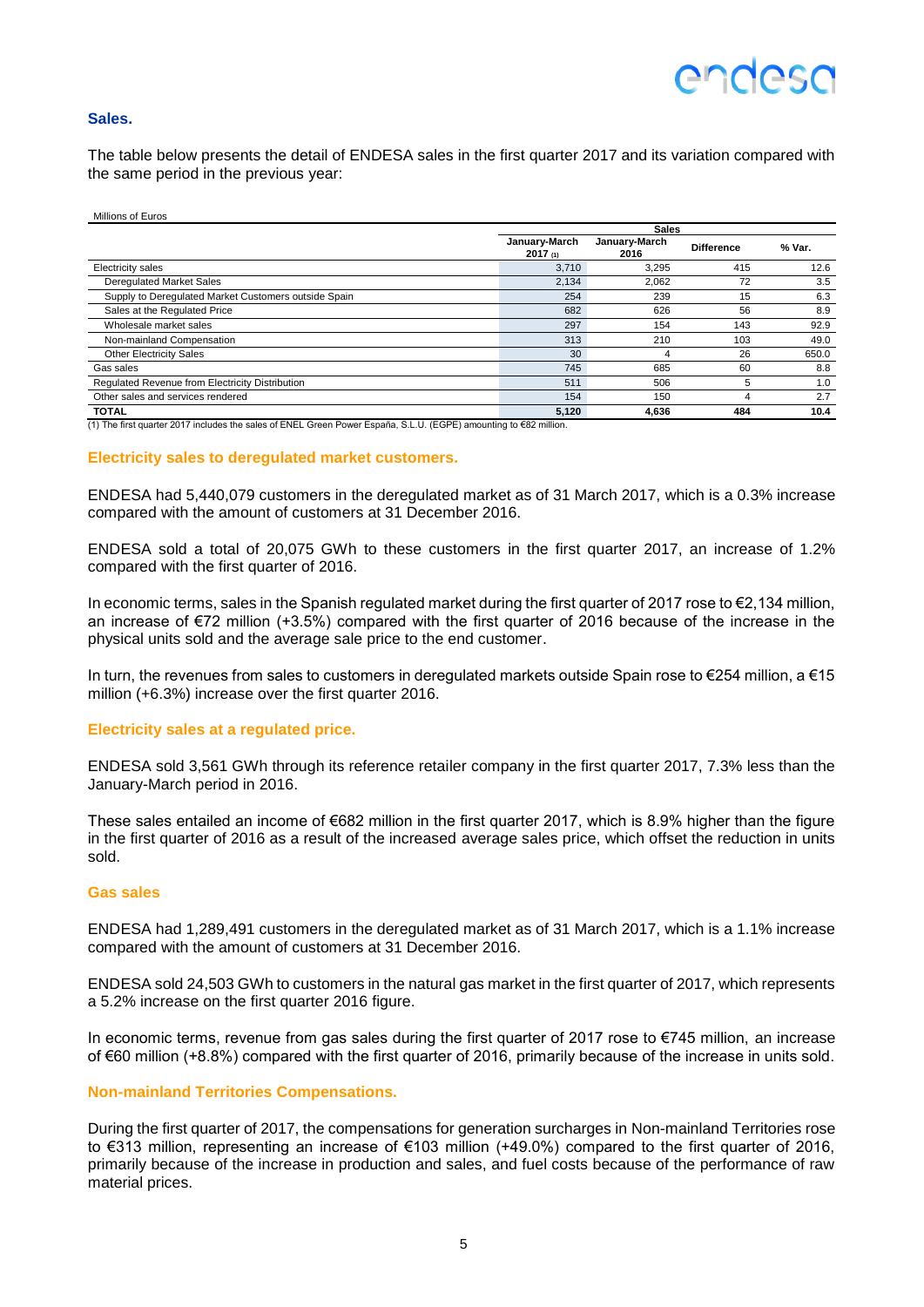## Sales.

The table below presents the detail of ENDESA sales in the first quarter 2017 and its variation compared with the same period in the previous year:

Millions of Euros

| | Sales | | | |
|---|---|---|---|---|
| | January-March 2017 (1) | January-March 2016 | Difference | % Var. |
| Electricity sales | 3,710 | 3,295 | 415 | 12.6 |
| Deregulated Market Sales | 2,134 | 2,062 | 72 | 3.5 |
| Supply to Deregulated Market Customers outside Spain | 254 | 239 | 15 | 6.3 |
| Sales at the Regulated Price | 682 | 626 | 56 | 8.9 |
| Wholesale market sales | 297 | 154 | 143 | 92.9 |
| Non-mainland Compensation | 313 | 210 | 103 | 49.0 |
| Other Electricity Sales | 30 | 4 | 26 | 650.0 |
| Gas sales | 745 | 685 | 60 | 8.8 |
| Regulated Revenue from Electricity Distribution | 511 | 506 | 5 | 1.0 |
| Other sales and services rendered | 154 | 150 | 4 | 2.7 |
| **TOTAL** | **5,120** | **4,636** | **484** | **10.4** |

(1) The first quarter 2017 includes the sales of ENEL Green Power España, S.L.U. (EGPE) amounting to €82 million.

### Electricity sales to deregulated market customers.

ENDESA had 5,440,079 customers in the deregulated market as of 31 March 2017, which is a 0.3% increase compared with the amount of customers at 31 December 2016.

ENDESA sold a total of 20,075 GWh to these customers in the first quarter 2017, an increase of 1.2% compared with the first quarter of 2016.

In economic terms, sales in the Spanish regulated market during the first quarter of 2017 rose to €2,134 million, an increase of €72 million (+3.5%) compared with the first quarter of 2016 because of the increase in the physical units sold and the average sale price to the end customer.

In turn, the revenues from sales to customers in deregulated markets outside Spain rose to €254 million, a €15 million (+6.3%) increase over the first quarter 2016.

### Electricity sales at a regulated price.

ENDESA sold 3,561 GWh through its reference retailer company in the first quarter 2017, 7.3% less than the January-March period in 2016.

These sales entailed an income of €682 million in the first quarter 2017, which is 8.9% higher than the figure in the first quarter of 2016 as a result of the increased average sales price, which offset the reduction in units sold.

### Gas sales

ENDESA had 1,289,491 customers in the deregulated market as of 31 March 2017, which is a 1.1% increase compared with the amount of customers at 31 December 2016.

ENDESA sold 24,503 GWh to customers in the natural gas market in the first quarter of 2017, which represents a 5.2% increase on the first quarter 2016 figure.

In economic terms, revenue from gas sales during the first quarter of 2017 rose to €745 million, an increase of €60 million (+8.8%) compared with the first quarter of 2016, primarily because of the increase in units sold.

### Non-mainland Territories Compensations.

During the first quarter of 2017, the compensations for generation surcharges in Non-mainland Territories rose to €313 million, representing an increase of €103 million (+49.0%) compared to the first quarter of 2016, primarily because of the increase in production and sales, and fuel costs because of the performance of raw material prices.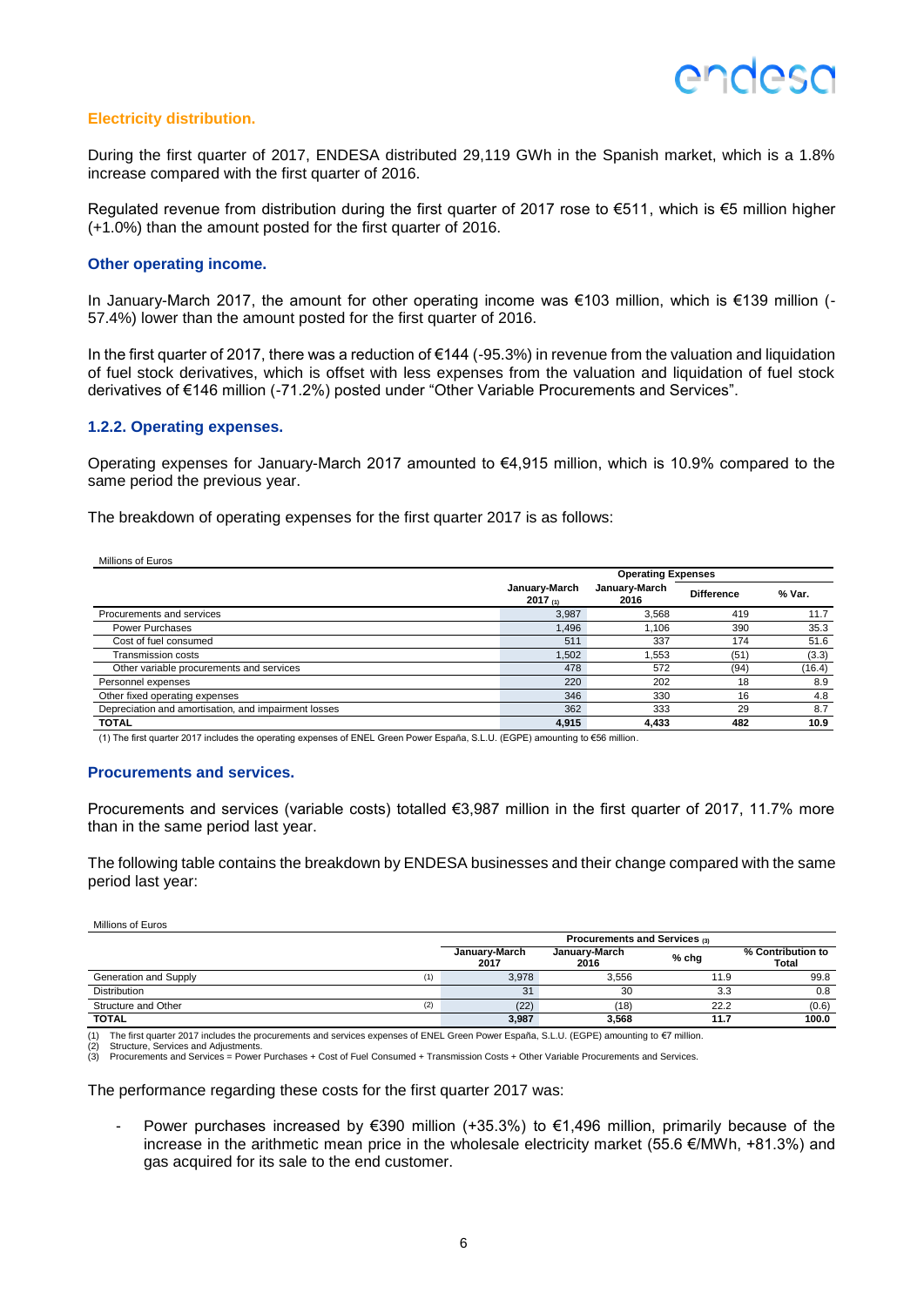#### Electricity distribution.

During the first quarter of 2017, ENDESA distributed 29,119 GWh in the Spanish market, which is a 1.8% increase compared with the first quarter of 2016.

Regulated revenue from distribution during the first quarter of 2017 rose to €511, which is €5 million higher (+1.0%) than the amount posted for the first quarter of 2016.

#### Other operating income.

In January-March 2017, the amount for other operating income was €103 million, which is €139 million (-57.4%) lower than the amount posted for the first quarter of 2016.

In the first quarter of 2017, there was a reduction of €144 (-95.3%) in revenue from the valuation and liquidation of fuel stock derivatives, which is offset with less expenses from the valuation and liquidation of fuel stock derivatives of €146 million (-71.2%) posted under "Other Variable Procurements and Services".

### 1.2.2. Operating expenses.

Operating expenses for January-March 2017 amounted to €4,915 million, which is 10.9% compared to the same period the previous year.

The breakdown of operating expenses for the first quarter 2017 is as follows:

Millions of Euros

| | Operating Expenses | | | |
|---|---|---|---|---|
| | January-March 2017 (1) | January-March 2016 | Difference | % Var. |
| Procurements and services | 3,987 | 3,568 | 419 | 11.7 |
| Power Purchases | 1,496 | 1,106 | 390 | 35.3 |
| Cost of fuel consumed | 511 | 337 | 174 | 51.6 |
| Transmission costs | 1,502 | 1,553 | (51) | (3.3) |
| Other variable procurements and services | 478 | 572 | (94) | (16.4) |
| Personnel expenses | 220 | 202 | 18 | 8.9 |
| Other fixed operating expenses | 346 | 330 | 16 | 4.8 |
| Depreciation and amortisation, and impairment losses | 362 | 333 | 29 | 8.7 |
| **TOTAL** | **4,915** | **4,433** | **482** | **10.9** |

(1) The first quarter 2017 includes the operating expenses of ENEL Green Power España, S.L.U. (EGPE) amounting to €56 million.

#### Procurements and services.

Procurements and services (variable costs) totalled €3,987 million in the first quarter of 2017, 11.7% more than in the same period last year.

The following table contains the breakdown by ENDESA businesses and their change compared with the same period last year:

Millions of Euros

| | Procurements and Services (3) | | | |
|---|---|---|---|---|
| | January-March 2017 | January-March 2016 | % chg | % Contribution to Total |
| Generation and Supply (1) | 3,978 | 3,556 | 11.9 | 99.8 |
| Distribution | 31 | 30 | 3.3 | 0.8 |
| Structure and Other (2) | (22) | (18) | 22.2 | (0.6) |
| **TOTAL** | **3,987** | **3,568** | **11.7** | **100.0** |

(1) The first quarter 2017 includes the procurements and services expenses of ENEL Green Power España, S.L.U. (EGPE) amounting to €7 million.
(2) Structure, Services and Adjustments.
(3) Procurements and Services = Power Purchases + Cost of Fuel Consumed + Transmission Costs + Other Variable Procurements and Services.

The performance regarding these costs for the first quarter 2017 was:

- Power purchases increased by €390 million (+35.3%) to €1,496 million, primarily because of the increase in the arithmetic mean price in the wholesale electricity market (55.6 €/MWh, +81.3%) and gas acquired for its sale to the end customer.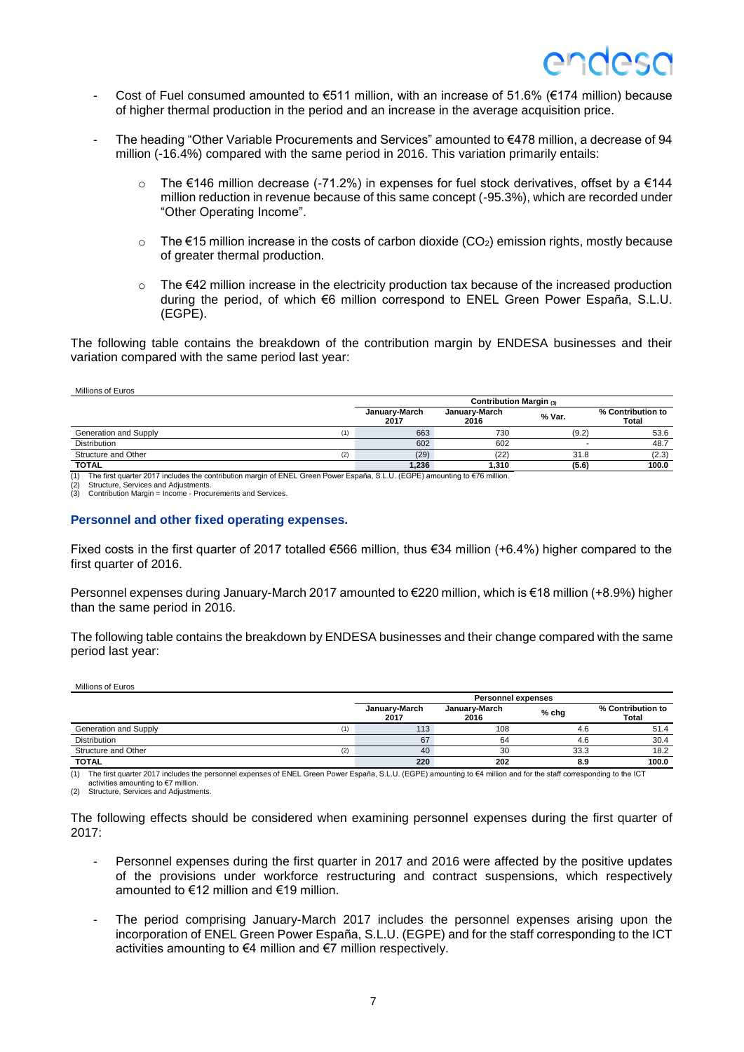- Cost of Fuel consumed amounted to €511 million, with an increase of 51.6% (€174 million) because of higher thermal production in the period and an increase in the average acquisition price.

- The heading "Other Variable Procurements and Services" amounted to €478 million, a decrease of 94 million (-16.4%) compared with the same period in 2016. This variation primarily entails:

  - The €146 million decrease (-71.2%) in expenses for fuel stock derivatives, offset by a €144 million reduction in revenue because of this same concept (-95.3%), which are recorded under "Other Operating Income".

  - The €15 million increase in the costs of carbon dioxide ($CO_2$) emission rights, mostly because of greater thermal production.

  - The €42 million increase in the electricity production tax because of the increased production during the period, of which €6 million correspond to ENEL Green Power España, S.L.U. (EGPE).

The following table contains the breakdown of the contribution margin by ENDESA businesses and their variation compared with the same period last year:

Millions of Euros

| | | Contribution Margin (3) | | | |
|---|---|---|---|---|---|
| | | January-March 2017 | January-March 2016 | % Var. | % Contribution to Total |
| Generation and Supply | (1) | 663 | 730 | (9.2) | 53.6 |
| Distribution | | 602 | 602 | - | 48.7 |
| Structure and Other | (2) | (29) | (22) | 31.8 | (2.3) |
| **TOTAL** | | **1,236** | **1,310** | **(5.6)** | **100.0** |

(1) The first quarter 2017 includes the contribution margin of ENEL Green Power España, S.L.U. (EGPE) amounting to €76 million.
(2) Structure, Services and Adjustments.
(3) Contribution Margin = Income - Procurements and Services.

### Personnel and other fixed operating expenses.

Fixed costs in the first quarter of 2017 totalled €566 million, thus €34 million (+6.4%) higher compared to the first quarter of 2016.

Personnel expenses during January-March 2017 amounted to €220 million, which is €18 million (+8.9%) higher than the same period in 2016.

The following table contains the breakdown by ENDESA businesses and their change compared with the same period last year:

Millions of Euros

| | | Personnel expenses | | | |
|---|---|---|---|---|---|
| | | January-March 2017 | January-March 2016 | % chg | % Contribution to Total |
| Generation and Supply | (1) | 113 | 108 | 4.6 | 51.4 |
| Distribution | | 67 | 64 | 4.6 | 30.4 |
| Structure and Other | (2) | 40 | 30 | 33.3 | 18.2 |
| **TOTAL** | | **220** | **202** | **8.9** | **100.0** |

(1) The first quarter 2017 includes the personnel expenses of ENEL Green Power España, S.L.U. (EGPE) amounting to €4 million and for the staff corresponding to the ICT activities amounting to €7 million.
(2) Structure, Services and Adjustments.

The following effects should be considered when examining personnel expenses during the first quarter of 2017:

- Personnel expenses during the first quarter in 2017 and 2016 were affected by the positive updates of the provisions under workforce restructuring and contract suspensions, which respectively amounted to €12 million and €19 million.

- The period comprising January-March 2017 includes the personnel expenses arising upon the incorporation of ENEL Green Power España, S.L.U. (EGPE) and for the staff corresponding to the ICT activities amounting to €4 million and €7 million respectively.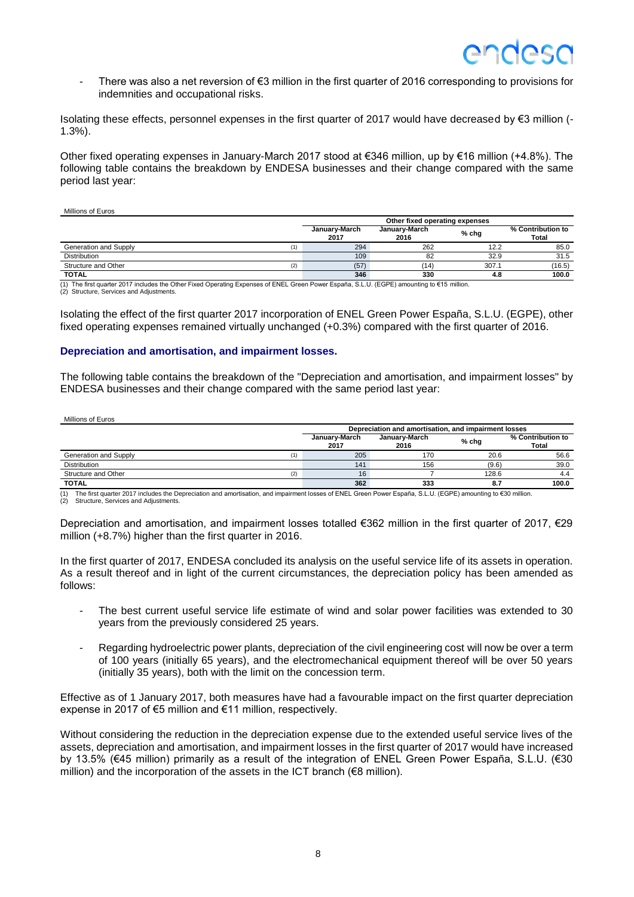- There was also a net reversion of €3 million in the first quarter of 2016 corresponding to provisions for indemnities and occupational risks.

Isolating these effects, personnel expenses in the first quarter of 2017 would have decreased by €3 million (-1.3%).

Other fixed operating expenses in January-March 2017 stood at €346 million, up by €16 million (+4.8%). The following table contains the breakdown by ENDESA businesses and their change compared with the same period last year:

Millions of Euros

| | | Other fixed operating expenses | | | |
|---|---|---|---|---|---|
| | | January-March 2017 | January-March 2016 | % chg | % Contribution to Total |
| Generation and Supply | (1) | 294 | 262 | 12.2 | 85.0 |
| Distribution | | 109 | 82 | 32.9 | 31.5 |
| Structure and Other | (2) | (57) | (14) | 307.1 | (16.5) |
| **TOTAL** | | **346** | **330** | **4.8** | **100.0** |

(1) The first quarter 2017 includes the Other Fixed Operating Expenses of ENEL Green Power España, S.L.U. (EGPE) amounting to €15 million.
(2) Structure, Services and Adjustments.

Isolating the effect of the first quarter 2017 incorporation of ENEL Green Power España, S.L.U. (EGPE), other fixed operating expenses remained virtually unchanged (+0.3%) compared with the first quarter of 2016.

### Depreciation and amortisation, and impairment losses.

The following table contains the breakdown of the "Depreciation and amortisation, and impairment losses" by ENDESA businesses and their change compared with the same period last year:

Millions of Euros

| | | Depreciation and amortisation, and impairment losses | | | |
|---|---|---|---|---|---|
| | | January-March 2017 | January-March 2016 | % chg | % Contribution to Total |
| Generation and Supply | (1) | 205 | 170 | 20.6 | 56.6 |
| Distribution | | 141 | 156 | (9.6) | 39.0 |
| Structure and Other | (2) | 16 | 7 | 128.6 | 4.4 |
| **TOTAL** | | **362** | **333** | **8.7** | **100.0** |

(1) The first quarter 2017 includes the Depreciation and amortisation, and impairment losses of ENEL Green Power España, S.L.U. (EGPE) amounting to €30 million.
(2) Structure, Services and Adjustments.

Depreciation and amortisation, and impairment losses totalled €362 million in the first quarter of 2017, €29 million (+8.7%) higher than the first quarter in 2016.

In the first quarter of 2017, ENDESA concluded its analysis on the useful service life of its assets in operation. As a result thereof and in light of the current circumstances, the depreciation policy has been amended as follows:

- The best current useful service life estimate of wind and solar power facilities was extended to 30 years from the previously considered 25 years.
- Regarding hydroelectric power plants, depreciation of the civil engineering cost will now be over a term of 100 years (initially 65 years), and the electromechanical equipment thereof will be over 50 years (initially 35 years), both with the limit on the concession term.

Effective as of 1 January 2017, both measures have had a favourable impact on the first quarter depreciation expense in 2017 of €5 million and €11 million, respectively.

Without considering the reduction in the depreciation expense due to the extended useful service lives of the assets, depreciation and amortisation, and impairment losses in the first quarter of 2017 would have increased by 13.5% (€45 million) primarily as a result of the integration of ENEL Green Power España, S.L.U. (€30 million) and the incorporation of the assets in the ICT branch (€8 million).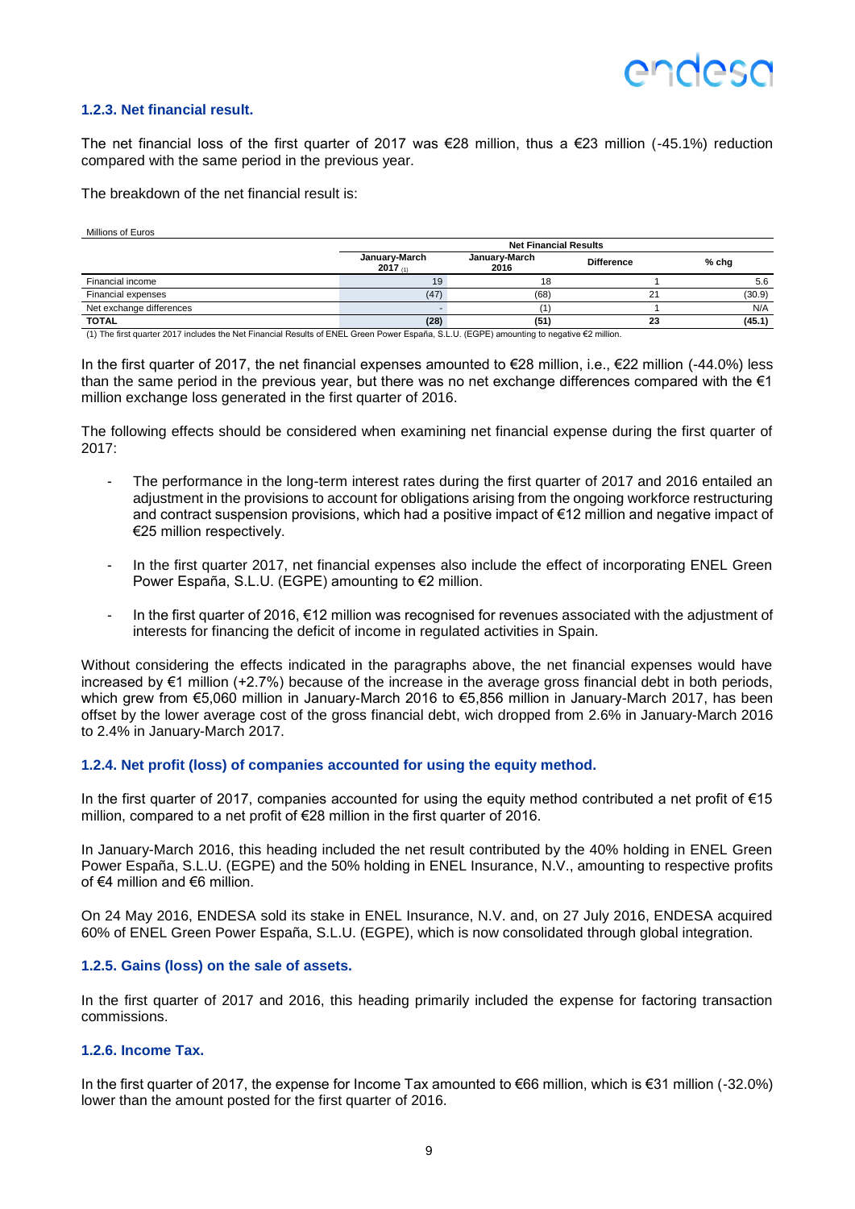### 1.2.3. Net financial result.

The net financial loss of the first quarter of 2017 was €28 million, thus a €23 million (-45.1%) reduction compared with the same period in the previous year.

The breakdown of the net financial result is:

Millions of Euros

| | Net Financial Results | | | |
|---|---|---|---|---|
| | January-March 2017 (1) | January-March 2016 | Difference | % chg |
| Financial income | 19 | 18 | 1 | 5.6 |
| Financial expenses | (47) | (68) | 21 | (30.9) |
| Net exchange differences | - | (1) | 1 | N/A |
| **TOTAL** | **(28)** | **(51)** | **23** | **(45.1)** |

(1) The first quarter 2017 includes the Net Financial Results of ENEL Green Power España, S.L.U. (EGPE) amounting to negative €2 million.

In the first quarter of 2017, the net financial expenses amounted to €28 million, i.e., €22 million (-44.0%) less than the same period in the previous year, but there was no net exchange differences compared with the €1 million exchange loss generated in the first quarter of 2016.

The following effects should be considered when examining net financial expense during the first quarter of 2017:

- The performance in the long-term interest rates during the first quarter of 2017 and 2016 entailed an adjustment in the provisions to account for obligations arising from the ongoing workforce restructuring and contract suspension provisions, which had a positive impact of €12 million and negative impact of €25 million respectively.
- In the first quarter 2017, net financial expenses also include the effect of incorporating ENEL Green Power España, S.L.U. (EGPE) amounting to €2 million.
- In the first quarter of 2016, €12 million was recognised for revenues associated with the adjustment of interests for financing the deficit of income in regulated activities in Spain.

Without considering the effects indicated in the paragraphs above, the net financial expenses would have increased by €1 million (+2.7%) because of the increase in the average gross financial debt in both periods, which grew from €5,060 million in January-March 2016 to €5,856 million in January-March 2017, has been offset by the lower average cost of the gross financial debt, wich dropped from 2.6% in January-March 2016 to 2.4% in January-March 2017.

### 1.2.4. Net profit (loss) of companies accounted for using the equity method.

In the first quarter of 2017, companies accounted for using the equity method contributed a net profit of €15 million, compared to a net profit of €28 million in the first quarter of 2016.

In January-March 2016, this heading included the net result contributed by the 40% holding in ENEL Green Power España, S.L.U. (EGPE) and the 50% holding in ENEL Insurance, N.V., amounting to respective profits of €4 million and €6 million.

On 24 May 2016, ENDESA sold its stake in ENEL Insurance, N.V. and, on 27 July 2016, ENDESA acquired 60% of ENEL Green Power España, S.L.U. (EGPE), which is now consolidated through global integration.

### 1.2.5. Gains (loss) on the sale of assets.

In the first quarter of 2017 and 2016, this heading primarily included the expense for factoring transaction commissions.

### 1.2.6. Income Tax.

In the first quarter of 2017, the expense for Income Tax amounted to €66 million, which is €31 million (-32.0%) lower than the amount posted for the first quarter of 2016.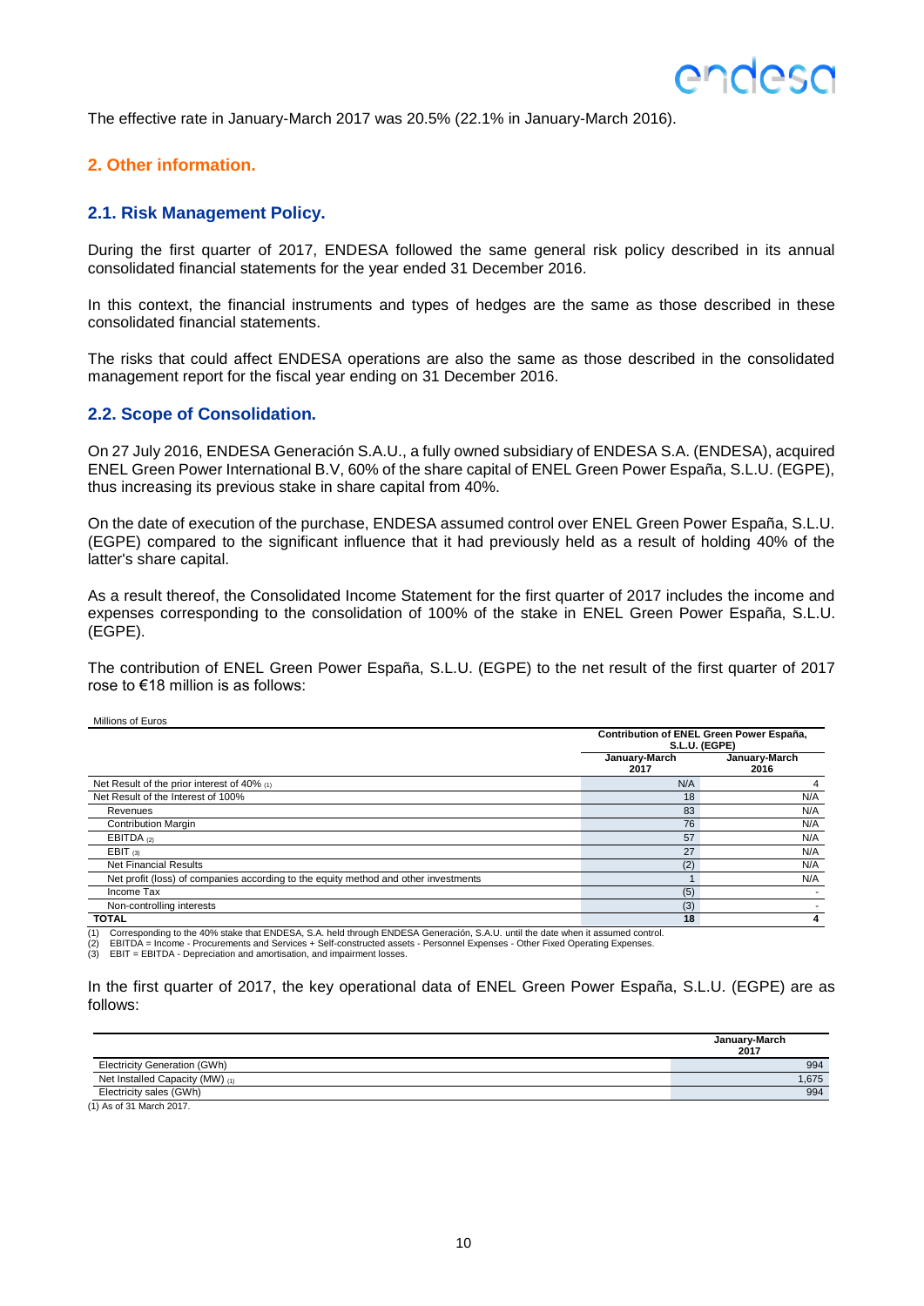The effective rate in January-March 2017 was 20.5% (22.1% in January-March 2016).

## 2. Other information.

### 2.1. Risk Management Policy.

During the first quarter of 2017, ENDESA followed the same general risk policy described in its annual consolidated financial statements for the year ended 31 December 2016.

In this context, the financial instruments and types of hedges are the same as those described in these consolidated financial statements.

The risks that could affect ENDESA operations are also the same as those described in the consolidated management report for the fiscal year ending on 31 December 2016.

### 2.2. Scope of Consolidation.

On 27 July 2016, ENDESA Generación S.A.U., a fully owned subsidiary of ENDESA S.A. (ENDESA), acquired ENEL Green Power International B.V, 60% of the share capital of ENEL Green Power España, S.L.U. (EGPE), thus increasing its previous stake in share capital from 40%.

On the date of execution of the purchase, ENDESA assumed control over ENEL Green Power España, S.L.U. (EGPE) compared to the significant influence that it had previously held as a result of holding 40% of the latter's share capital.

As a result thereof, the Consolidated Income Statement for the first quarter of 2017 includes the income and expenses corresponding to the consolidation of 100% of the stake in ENEL Green Power España, S.L.U. (EGPE).

The contribution of ENEL Green Power España, S.L.U. (EGPE) to the net result of the first quarter of 2017 rose to €18 million is as follows:

Millions of Euros

| | Contribution of ENEL Green Power España, S.L.U. (EGPE) | |
|---|---|---|
| | January-March 2017 | January-March 2016 |
| Net Result of the prior interest of 40% (1) | N/A | 4 |
| Net Result of the Interest of 100% | 18 | N/A |
| Revenues | 83 | N/A |
| Contribution Margin | 76 | N/A |
| EBITDA (2) | 57 | N/A |
| EBIT (3) | 27 | N/A |
| Net Financial Results | (2) | N/A |
| Net profit (loss) of companies according to the equity method and other investments | 1 | N/A |
| Income Tax | (5) | - |
| Non-controlling interests | (3) | - |
| **TOTAL** | **18** | **4** |

(1) Corresponding to the 40% stake that ENDESA, S.A. held through ENDESA Generación, S.A.U. until the date when it assumed control.
(2) EBITDA = Income - Procurements and Services + Self-constructed assets - Personnel Expenses - Other Fixed Operating Expenses.
(3) EBIT = EBITDA - Depreciation and amortisation, and impairment losses.

In the first quarter of 2017, the key operational data of ENEL Green Power España, S.L.U. (EGPE) are as follows:

| | January-March 2017 |
|---|---|
| Electricity Generation (GWh) | 994 |
| Net Installed Capacity (MW) (1) | 1,675 |
| Electricity sales (GWh) | 994 |

(1) As of 31 March 2017.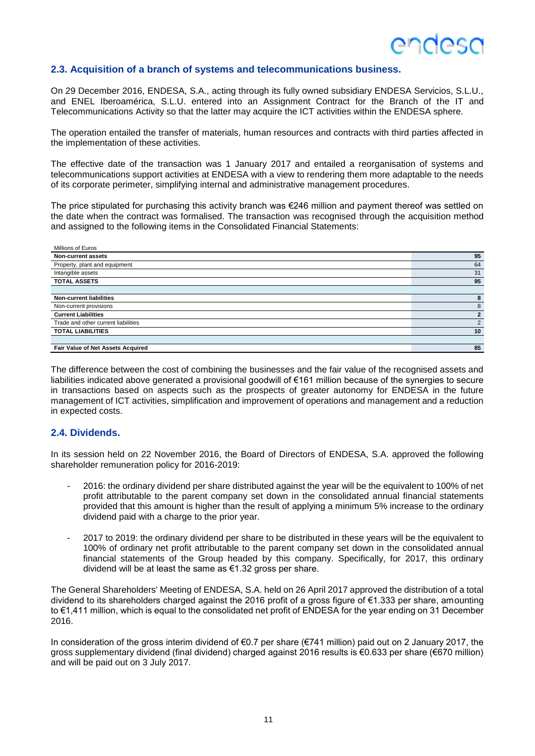## 2.3. Acquisition of a branch of systems and telecommunications business.

On 29 December 2016, ENDESA, S.A., acting through its fully owned subsidiary ENDESA Servicios, S.L.U., and ENEL Iberoamérica, S.L.U. entered into an Assignment Contract for the Branch of the IT and Telecommunications Activity so that the latter may acquire the ICT activities within the ENDESA sphere.

The operation entailed the transfer of materials, human resources and contracts with third parties affected in the implementation of these activities.

The effective date of the transaction was 1 January 2017 and entailed a reorganisation of systems and telecommunications support activities at ENDESA with a view to rendering them more adaptable to the needs of its corporate perimeter, simplifying internal and administrative management procedures.

The price stipulated for purchasing this activity branch was €246 million and payment thereof was settled on the date when the contract was formalised. The transaction was recognised through the acquisition method and assigned to the following items in the Consolidated Financial Statements:

| Millions of Euros | |
|---|---|
| **Non-current assets** | **95** |
| Property, plant and equipment | 64 |
| Intangible assets | 31 |
| **TOTAL ASSETS** | **95** |
| | |
| **Non-current liabilities** | **8** |
| Non-current provisions | 8 |
| **Current Liabilities** | **2** |
| Trade and other current liabilities | 2 |
| **TOTAL LIABILITIES** | **10** |
| | |
| **Fair Value of Net Assets Acquired** | **85** |

The difference between the cost of combining the businesses and the fair value of the recognised assets and liabilities indicated above generated a provisional goodwill of €161 million because of the synergies to secure in transactions based on aspects such as the prospects of greater autonomy for ENDESA in the future management of ICT activities, simplification and improvement of operations and management and a reduction in expected costs.

## 2.4. Dividends.

In its session held on 22 November 2016, the Board of Directors of ENDESA, S.A. approved the following shareholder remuneration policy for 2016-2019:

- 2016: the ordinary dividend per share distributed against the year will be the equivalent to 100% of net profit attributable to the parent company set down in the consolidated annual financial statements provided that this amount is higher than the result of applying a minimum 5% increase to the ordinary dividend paid with a charge to the prior year.
- 2017 to 2019: the ordinary dividend per share to be distributed in these years will be the equivalent to 100% of ordinary net profit attributable to the parent company set down in the consolidated annual financial statements of the Group headed by this company. Specifically, for 2017, this ordinary dividend will be at least the same as €1.32 gross per share.

The General Shareholders' Meeting of ENDESA, S.A. held on 26 April 2017 approved the distribution of a total dividend to its shareholders charged against the 2016 profit of a gross figure of €1.333 per share, amounting to €1,411 million, which is equal to the consolidated net profit of ENDESA for the year ending on 31 December 2016.

In consideration of the gross interim dividend of €0.7 per share (€741 million) paid out on 2 January 2017, the gross supplementary dividend (final dividend) charged against 2016 results is €0.633 per share (€670 million) and will be paid out on 3 July 2017.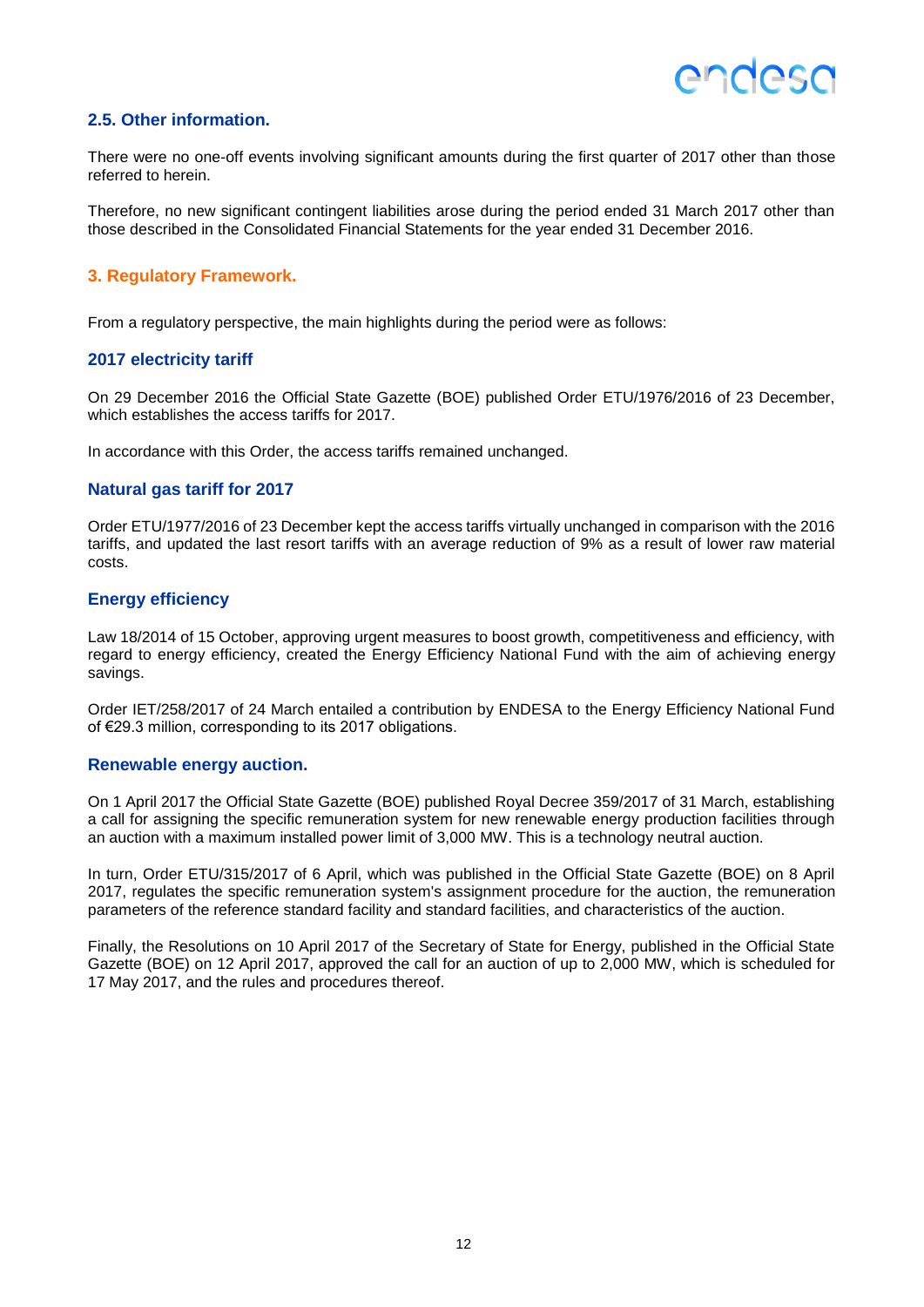## 2.5. Other information.

There were no one-off events involving significant amounts during the first quarter of 2017 other than those referred to herein.

Therefore, no new significant contingent liabilities arose during the period ended 31 March 2017 other than those described in the Consolidated Financial Statements for the year ended 31 December 2016.

# 3. Regulatory Framework.

From a regulatory perspective, the main highlights during the period were as follows:

### 2017 electricity tariff

On 29 December 2016 the Official State Gazette (BOE) published Order ETU/1976/2016 of 23 December, which establishes the access tariffs for 2017.

In accordance with this Order, the access tariffs remained unchanged.

### Natural gas tariff for 2017

Order ETU/1977/2016 of 23 December kept the access tariffs virtually unchanged in comparison with the 2016 tariffs, and updated the last resort tariffs with an average reduction of 9% as a result of lower raw material costs.

### Energy efficiency

Law 18/2014 of 15 October, approving urgent measures to boost growth, competitiveness and efficiency, with regard to energy efficiency, created the Energy Efficiency National Fund with the aim of achieving energy savings.

Order IET/258/2017 of 24 March entailed a contribution by ENDESA to the Energy Efficiency National Fund of €29.3 million, corresponding to its 2017 obligations.

### Renewable energy auction.

On 1 April 2017 the Official State Gazette (BOE) published Royal Decree 359/2017 of 31 March, establishing a call for assigning the specific remuneration system for new renewable energy production facilities through an auction with a maximum installed power limit of 3,000 MW. This is a technology neutral auction.

In turn, Order ETU/315/2017 of 6 April, which was published in the Official State Gazette (BOE) on 8 April 2017, regulates the specific remuneration system's assignment procedure for the auction, the remuneration parameters of the reference standard facility and standard facilities, and characteristics of the auction.

Finally, the Resolutions on 10 April 2017 of the Secretary of State for Energy, published in the Official State Gazette (BOE) on 12 April 2017, approved the call for an auction of up to 2,000 MW, which is scheduled for 17 May 2017, and the rules and procedures thereof.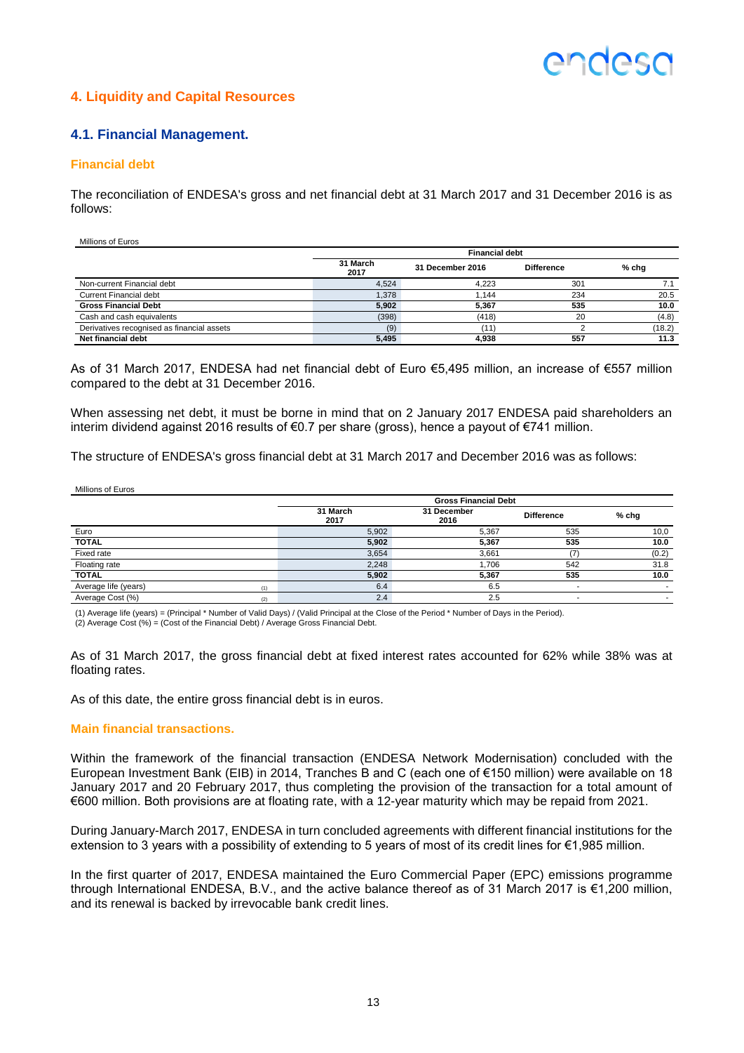## 4. Liquidity and Capital Resources

### 4.1. Financial Management.

#### Financial debt

The reconciliation of ENDESA's gross and net financial debt at 31 March 2017 and 31 December 2016 is as follows:

Millions of Euros

| | Financial debt | | | |
|---|---|---|---|---|
| | 31 March 2017 | 31 December 2016 | Difference | % chg |
| Non-current Financial debt | 4,524 | 4,223 | 301 | 7.1 |
| Current Financial debt | 1,378 | 1,144 | 234 | 20.5 |
| **Gross Financial Debt** | **5,902** | **5,367** | **535** | **10.0** |
| Cash and cash equivalents | (398) | (418) | 20 | (4.8) |
| Derivatives recognised as financial assets | (9) | (11) | 2 | (18.2) |
| **Net financial debt** | **5,495** | **4,938** | **557** | **11.3** |

As of 31 March 2017, ENDESA had net financial debt of Euro €5,495 million, an increase of €557 million compared to the debt at 31 December 2016.

When assessing net debt, it must be borne in mind that on 2 January 2017 ENDESA paid shareholders an interim dividend against 2016 results of €0.7 per share (gross), hence a payout of €741 million.

The structure of ENDESA's gross financial debt at 31 March 2017 and December 2016 was as follows:

Millions of Euros

| | Gross Financial Debt | | | |
|---|---|---|---|---|
| | 31 March 2017 | 31 December 2016 | Difference | % chg |
| Euro | 5,902 | 5,367 | 535 | 10,0 |
| **TOTAL** | **5,902** | **5,367** | **535** | **10.0** |
| Fixed rate | 3,654 | 3,661 | (7) | (0.2) |
| Floating rate | 2,248 | 1,706 | 542 | 31.8 |
| **TOTAL** | **5,902** | **5,367** | **535** | **10.0** |
| Average life (years) (1) | 6.4 | 6.5 | - | - |
| Average Cost (%) (2) | 2.4 | 2.5 | - | - |

(1) Average life (years) = (Principal * Number of Valid Days) / (Valid Principal at the Close of the Period * Number of Days in the Period).
(2) Average Cost (%) = (Cost of the Financial Debt) / Average Gross Financial Debt.

As of 31 March 2017, the gross financial debt at fixed interest rates accounted for 62% while 38% was at floating rates.

As of this date, the entire gross financial debt is in euros.

#### Main financial transactions.

Within the framework of the financial transaction (ENDESA Network Modernisation) concluded with the European Investment Bank (EIB) in 2014, Tranches B and C (each one of €150 million) were available on 18 January 2017 and 20 February 2017, thus completing the provision of the transaction for a total amount of €600 million. Both provisions are at floating rate, with a 12-year maturity which may be repaid from 2021.

During January-March 2017, ENDESA in turn concluded agreements with different financial institutions for the extension to 3 years with a possibility of extending to 5 years of most of its credit lines for €1,985 million.

In the first quarter of 2017, ENDESA maintained the Euro Commercial Paper (EPC) emissions programme through International ENDESA, B.V., and the active balance thereof as of 31 March 2017 is €1,200 million, and its renewal is backed by irrevocable bank credit lines.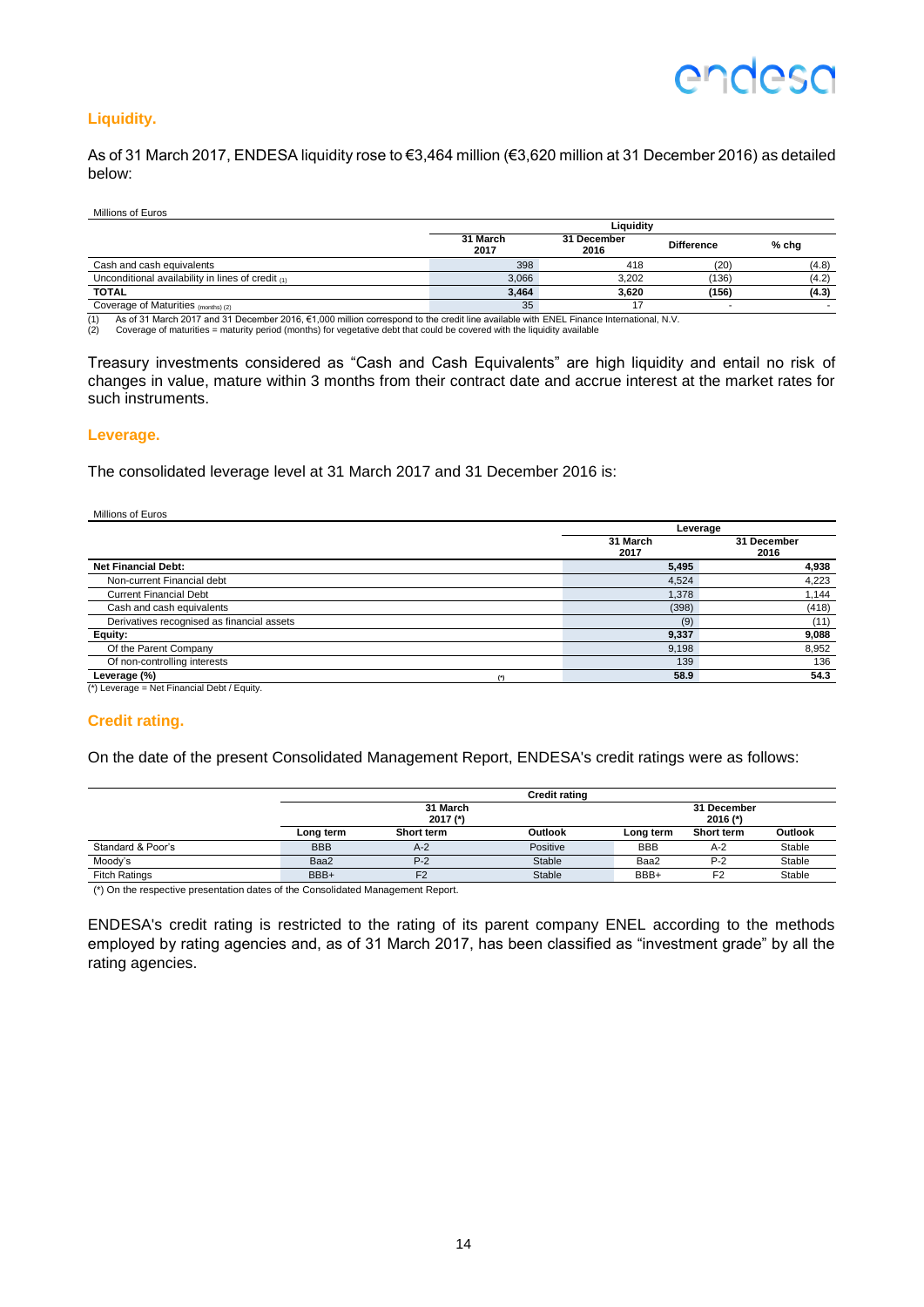## Liquidity.

As of 31 March 2017, ENDESA liquidity rose to €3,464 million (€3,620 million at 31 December 2016) as detailed below:

Millions of Euros

| | Liquidity | | | |
|---|---|---|---|---|
| | 31 March 2017 | 31 December 2016 | Difference | % chg |
| Cash and cash equivalents | 398 | 418 | (20) | (4.8) |
| Unconditional availability in lines of credit (1) | 3,066 | 3,202 | (136) | (4.2) |
| **TOTAL** | **3,464** | **3,620** | **(156)** | **(4.3)** |
| Coverage of Maturities (months) (2) | 35 | 17 | - | - |

(1) As of 31 March 2017 and 31 December 2016, €1,000 million correspond to the credit line available with ENEL Finance International, N.V.
(2) Coverage of maturities = maturity period (months) for vegetative debt that could be covered with the liquidity available

Treasury investments considered as "Cash and Cash Equivalents" are high liquidity and entail no risk of changes in value, mature within 3 months from their contract date and accrue interest at the market rates for such instruments.

## Leverage.

The consolidated leverage level at 31 March 2017 and 31 December 2016 is:

Millions of Euros

| | Leverage | |
|---|---|---|
| | 31 March 2017 | 31 December 2016 |
| **Net Financial Debt:** | **5,495** | **4,938** |
| Non-current Financial debt | 4,524 | 4,223 |
| Current Financial Debt | 1,378 | 1,144 |
| Cash and cash equivalents | (398) | (418) |
| Derivatives recognised as financial assets | (9) | (11) |
| **Equity:** | **9,337** | **9,088** |
| Of the Parent Company | 9,198 | 8,952 |
| Of non-controlling interests | 139 | 136 |
| **Leverage (%)** (*) | **58.9** | **54.3** |

(*) Leverage = Net Financial Debt / Equity.

## Credit rating.

On the date of the present Consolidated Management Report, ENDESA's credit ratings were as follows:

| | Credit rating | | | | | |
|---|---|---|---|---|---|---|
| | 31 March 2017 (*) | | | 31 December 2016 (*) | | |
| | Long term | Short term | Outlook | Long term | Short term | Outlook |
| Standard & Poor's | BBB | A-2 | Positive | BBB | A-2 | Stable |
| Moody's | Baa2 | P-2 | Stable | Baa2 | P-2 | Stable |
| Fitch Ratings | BBB+ | F2 | Stable | BBB+ | F2 | Stable |

(*) On the respective presentation dates of the Consolidated Management Report.

ENDESA's credit rating is restricted to the rating of its parent company ENEL according to the methods employed by rating agencies and, as of 31 March 2017, has been classified as "investment grade" by all the rating agencies.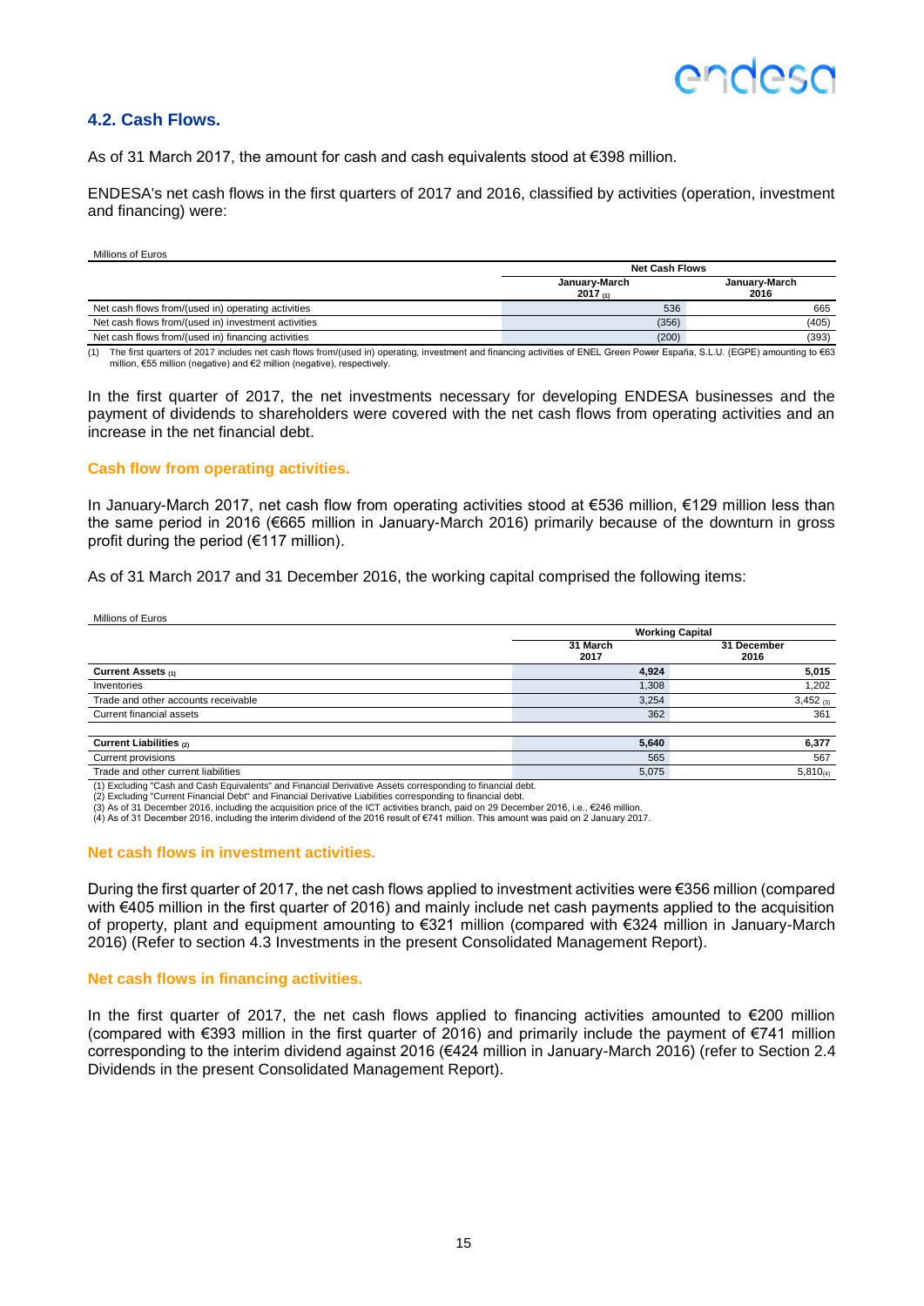## 4.2. Cash Flows.

As of 31 March 2017, the amount for cash and cash equivalents stood at €398 million.

ENDESA's net cash flows in the first quarters of 2017 and 2016, classified by activities (operation, investment and financing) were:

Millions of Euros

| | Net Cash Flows | |
|---|---|---|
| | January-March 2017 (1) | January-March 2016 |
| Net cash flows from/(used in) operating activities | 536 | 665 |
| Net cash flows from/(used in) investment activities | (356) | (405) |
| Net cash flows from/(used in) financing activities | (200) | (393) |

(1) The first quarters of 2017 includes net cash flows from/(used in) operating, investment and financing activities of ENEL Green Power España, S.L.U. (EGPE) amounting to €63 million, €55 million (negative) and €2 million (negative), respectively.

In the first quarter of 2017, the net investments necessary for developing ENDESA businesses and the payment of dividends to shareholders were covered with the net cash flows from operating activities and an increase in the net financial debt.

### Cash flow from operating activities.

In January-March 2017, net cash flow from operating activities stood at €536 million, €129 million less than the same period in 2016 (€665 million in January-March 2016) primarily because of the downturn in gross profit during the period (€117 million).

As of 31 March 2017 and 31 December 2016, the working capital comprised the following items:

Millions of Euros

| | Working Capital | |
|---|---|---|
| | 31 March 2017 | 31 December 2016 |
| **Current Assets (1)** | **4,924** | **5,015** |
| Inventories | 1,308 | 1,202 |
| Trade and other accounts receivable | 3,254 | 3,452 (3) |
| Current financial assets | 362 | 361 |
| | | |
| **Current Liabilities (2)** | **5,640** | **6,377** |
| Current provisions | 565 | 567 |
| Trade and other current liabilities | 5,075 | 5,810 (4) |

(1) Excluding "Cash and Cash Equivalents" and Financial Derivative Assets corresponding to financial debt.
(2) Excluding "Current Financial Debt" and Financial Derivative Liabilities corresponding to financial debt.
(3) As of 31 December 2016, including the acquisition price of the ICT activities branch, paid on 29 December 2016, i.e., €246 million.
(4) As of 31 December 2016, including the interim dividend of the 2016 result of €741 million. This amount was paid on 2 January 2017.

### Net cash flows in investment activities.

During the first quarter of 2017, the net cash flows applied to investment activities were €356 million (compared with €405 million in the first quarter of 2016) and mainly include net cash payments applied to the acquisition of property, plant and equipment amounting to €321 million (compared with €324 million in January-March 2016) (Refer to section 4.3 Investments in the present Consolidated Management Report).

### Net cash flows in financing activities.

In the first quarter of 2017, the net cash flows applied to financing activities amounted to €200 million (compared with €393 million in the first quarter of 2016) and primarily include the payment of €741 million corresponding to the interim dividend against 2016 (€424 million in January-March 2016) (refer to Section 2.4 Dividends in the present Consolidated Management Report).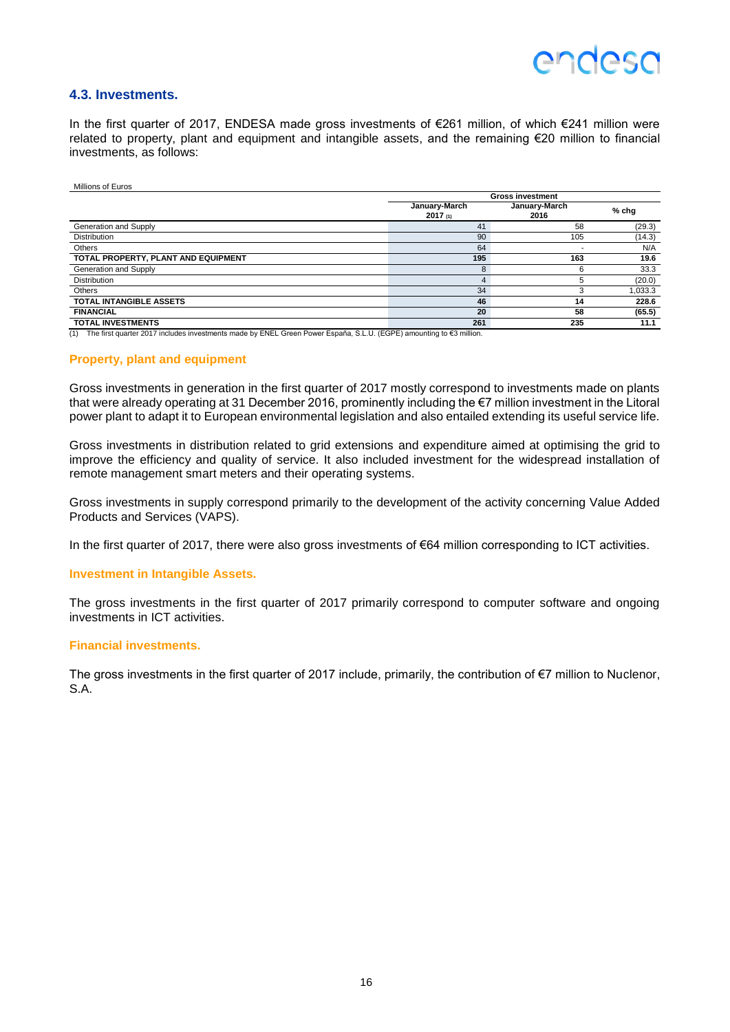## 4.3. Investments.

In the first quarter of 2017, ENDESA made gross investments of €261 million, of which €241 million were related to property, plant and equipment and intangible assets, and the remaining €20 million to financial investments, as follows:

Millions of Euros

| | Gross investment | | |
|---|---|---|---|
| | January-March 2017 (1) | January-March 2016 | % chg |
| Generation and Supply | 41 | 58 | (29.3) |
| Distribution | 90 | 105 | (14.3) |
| Others | 64 | - | N/A |
| **TOTAL PROPERTY, PLANT AND EQUIPMENT** | **195** | **163** | **19.6** |
| Generation and Supply | 8 | 6 | 33.3 |
| Distribution | 4 | 5 | (20.0) |
| Others | 34 | 3 | 1,033.3 |
| **TOTAL INTANGIBLE ASSETS** | **46** | **14** | **228.6** |
| **FINANCIAL** | **20** | **58** | **(65.5)** |
| **TOTAL INVESTMENTS** | **261** | **235** | **11.1** |

(1) The first quarter 2017 includes investments made by ENEL Green Power España, S.L.U. (EGPE) amounting to €3 million.

### Property, plant and equipment

Gross investments in generation in the first quarter of 2017 mostly correspond to investments made on plants that were already operating at 31 December 2016, prominently including the €7 million investment in the Litoral power plant to adapt it to European environmental legislation and also entailed extending its useful service life.

Gross investments in distribution related to grid extensions and expenditure aimed at optimising the grid to improve the efficiency and quality of service. It also included investment for the widespread installation of remote management smart meters and their operating systems.

Gross investments in supply correspond primarily to the development of the activity concerning Value Added Products and Services (VAPS).

In the first quarter of 2017, there were also gross investments of €64 million corresponding to ICT activities.

### Investment in Intangible Assets.

The gross investments in the first quarter of 2017 primarily correspond to computer software and ongoing investments in ICT activities.

### Financial investments.

The gross investments in the first quarter of 2017 include, primarily, the contribution of €7 million to Nuclenor, S.A.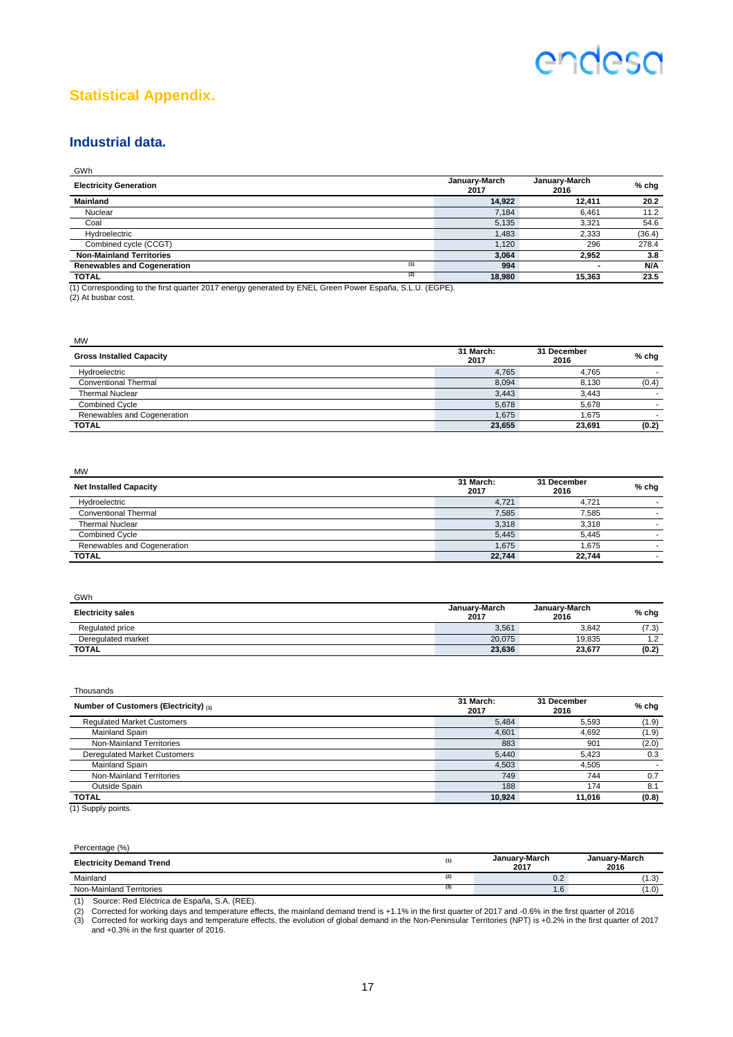## Statistical Appendix.

### Industrial data.

GWh

| Electricity Generation | | January-March 2017 | January-March 2016 | % chg |
|---|---|---|---|---|
| **Mainland** | | **14,922** | **12,411** | **20.2** |
| Nuclear | | 7,184 | 6,461 | 11.2 |
| Coal | | 5,135 | 3,321 | 54.6 |
| Hydroelectric | | 1,483 | 2,333 | (36.4) |
| Combined cycle (CCGT) | | 1,120 | 296 | 278.4 |
| **Non-Mainland Territories** | | **3,064** | **2,952** | **3.8** |
| **Renewables and Cogeneration** | (1) | **994** | **-** | **N/A** |
| **TOTAL** | (2) | **18,980** | **15,363** | **23.5** |

(1) Corresponding to the first quarter 2017 energy generated by ENEL Green Power España, S.L.U. (EGPE).
(2) At busbar cost.

MW

| Gross Installed Capacity | 31 March: 2017 | 31 December 2016 | % chg |
|---|---|---|---|
| Hydroelectric | 4,765 | 4,765 | - |
| Conventional Thermal | 8,094 | 8,130 | (0.4) |
| Thermal Nuclear | 3,443 | 3,443 | - |
| Combined Cycle | 5,678 | 5,678 | - |
| Renewables and Cogeneration | 1,675 | 1,675 | - |
| **TOTAL** | **23,655** | **23,691** | **(0.2)** |

MW

| Net Installed Capacity | 31 March: 2017 | 31 December 2016 | % chg |
|---|---|---|---|
| Hydroelectric | 4,721 | 4,721 | - |
| Conventional Thermal | 7,585 | 7,585 | - |
| Thermal Nuclear | 3,318 | 3,318 | - |
| Combined Cycle | 5,445 | 5,445 | - |
| Renewables and Cogeneration | 1,675 | 1,675 | - |
| **TOTAL** | **22,744** | **22,744** | - |

GWh

| Electricity sales | January-March 2017 | January-March 2016 | % chg |
|---|---|---|---|
| Regulated price | 3,561 | 3,842 | (7.3) |
| Deregulated market | 20,075 | 19,835 | 1.2 |
| **TOTAL** | **23,636** | **23,677** | **(0.2)** |

Thousands

| Number of Customers (Electricity) (1) | 31 March: 2017 | 31 December 2016 | % chg |
|---|---|---|---|
| Regulated Market Customers | 5,484 | 5,593 | (1.9) |
| Mainland Spain | 4,601 | 4,692 | (1.9) |
| Non-Mainland Territories | 883 | 901 | (2.0) |
| Deregulated Market Customers | 5,440 | 5,423 | 0.3 |
| Mainland Spain | 4,503 | 4,505 | - |
| Non-Mainland Territories | 749 | 744 | 0.7 |
| Outside Spain | 188 | 174 | 8.1 |
| **TOTAL** | **10,924** | **11,016** | **(0.8)** |

(1) Supply points.

Percentage (%)

| Electricity Demand Trend | (1) | January-March 2017 | January-March 2016 |
|---|---|---|---|
| Mainland | (2) | 0.2 | (1.3) |
| Non-Mainland Territories | (3) | 1.6 | (1.0) |

(1) Source: Red Eléctrica de España, S.A. (REE).
(2) Corrected for working days and temperature effects, the mainland demand trend is +1.1% in the first quarter of 2017 and -0.6% in the first quarter of 2016
(3) Corrected for working days and temperature effects, the evolution of global demand in the Non-Peninsular Territories (NPT) is +0.2% in the first quarter of 2017 and +0.3% in the first quarter of 2016.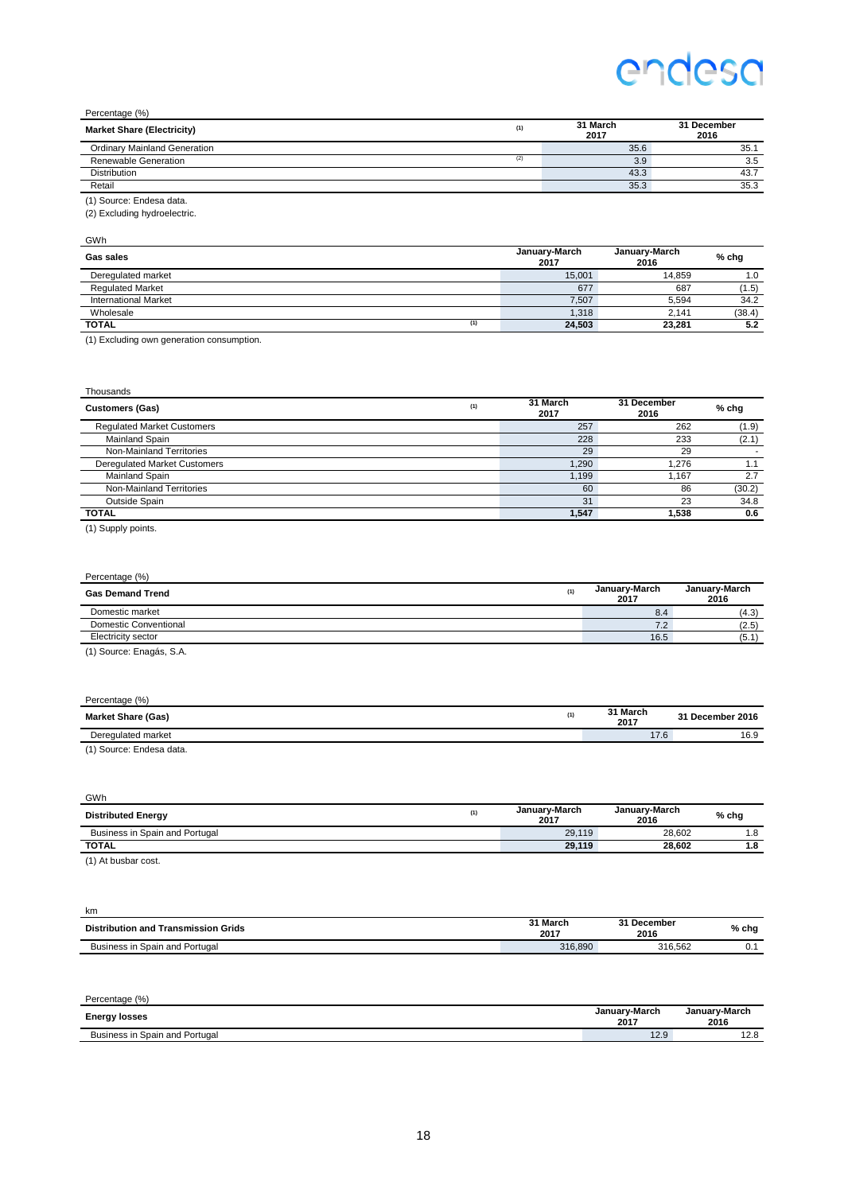Percentage (%)

| Market Share (Electricity) | (1) | 31 March 2017 | 31 December 2016 |
|---|---|---|---|
| Ordinary Mainland Generation | | 35.6 | 35.1 |
| Renewable Generation | (2) | 3.9 | 3.5 |
| Distribution | | 43.3 | 43.7 |
| Retail | | 35.3 | 35.3 |

(1) Source: Endesa data.
(2) Excluding hydroelectric.

GWh

| Gas sales | | January-March 2017 | January-March 2016 | % chg |
|---|---|---|---|---|
| Deregulated market | | 15,001 | 14,859 | 1.0 |
| Regulated Market | | 677 | 687 | (1.5) |
| International Market | | 7,507 | 5,594 | 34.2 |
| Wholesale | | 1,318 | 2,141 | (38.4) |
| **TOTAL** | (1) | **24,503** | **23,281** | **5.2** |

(1) Excluding own generation consumption.

Thousands

| Customers (Gas) | (1) | 31 March 2017 | 31 December 2016 | % chg |
|---|---|---|---|---|
| Regulated Market Customers | | 257 | 262 | (1.9) |
| Mainland Spain | | 228 | 233 | (2.1) |
| Non-Mainland Territories | | 29 | 29 | - |
| Deregulated Market Customers | | 1,290 | 1,276 | 1.1 |
| Mainland Spain | | 1,199 | 1,167 | 2.7 |
| Non-Mainland Territories | | 60 | 86 | (30.2) |
| Outside Spain | | 31 | 23 | 34.8 |
| **TOTAL** | | **1,547** | **1,538** | **0.6** |

(1) Supply points.

Percentage (%)

| Gas Demand Trend | (1) | January-March 2017 | January-March 2016 |
|---|---|---|---|
| Domestic market | | 8.4 | (4.3) |
| Domestic Conventional | | 7.2 | (2.5) |
| Electricity sector | | 16.5 | (5.1) |

(1) Source: Enagás, S.A.

Percentage (%)

| Market Share (Gas) | (1) | 31 March 2017 | 31 December 2016 |
|---|---|---|---|
| Deregulated market | | 17.6 | 16.9 |

(1) Source: Endesa data.

GWh

| Distributed Energy | (1) | January-March 2017 | January-March 2016 | % chg |
|---|---|---|---|---|
| Business in Spain and Portugal | | 29,119 | 28,602 | 1.8 |
| **TOTAL** | | **29,119** | **28,602** | **1.8** |

(1) At busbar cost.

km

| Distribution and Transmission Grids | 31 March 2017 | 31 December 2016 | % chg |
|---|---|---|---|
| Business in Spain and Portugal | 316,890 | 316,562 | 0.1 |

Percentage (%)

| Energy losses | January-March 2017 | January-March 2016 |
|---|---|---|
| Business in Spain and Portugal | 12.9 | 12.8 |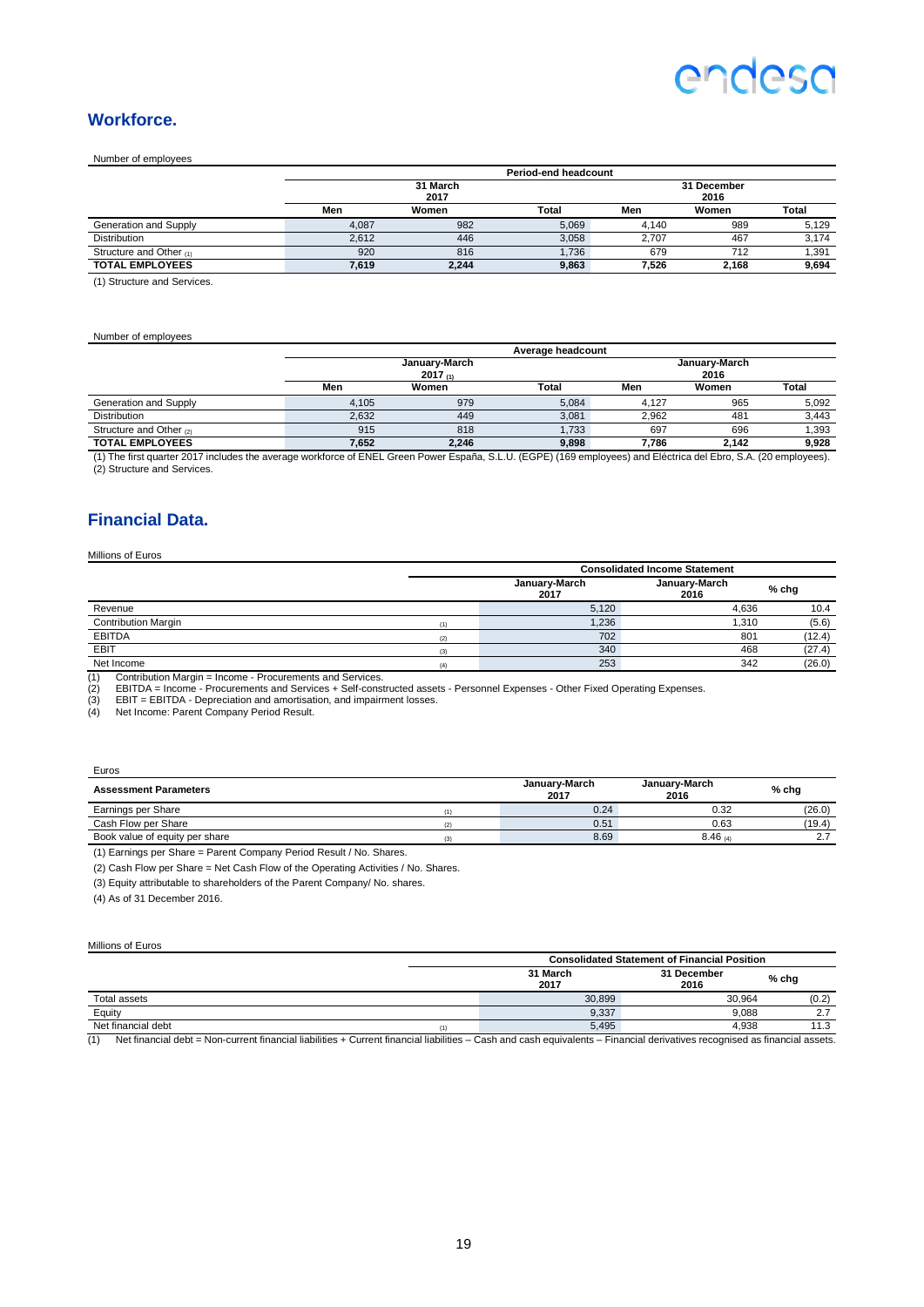## Workforce.

Number of employees

| | Period-end headcount | | | | | |
|---|---|---|---|---|---|---|
| | 31 March 2017 | | | 31 December 2016 | | |
| | Men | Women | Total | Men | Women | Total |
| Generation and Supply | 4,087 | 982 | 5,069 | 4,140 | 989 | 5,129 |
| Distribution | 2,612 | 446 | 3,058 | 2,707 | 467 | 3,174 |
| Structure and Other (1) | 920 | 816 | 1,736 | 679 | 712 | 1,391 |
| **TOTAL EMPLOYEES** | **7,619** | **2,244** | **9,863** | **7,526** | **2,168** | **9,694** |

(1) Structure and Services.

Number of employees

| | Average headcount | | | | | |
|---|---|---|---|---|---|---|
| | January-March 2017 (1) | | | January-March 2016 | | |
| | Men | Women | Total | Men | Women | Total |
| Generation and Supply | 4,105 | 979 | 5,084 | 4,127 | 965 | 5,092 |
| Distribution | 2,632 | 449 | 3,081 | 2,962 | 481 | 3,443 |
| Structure and Other (2) | 915 | 818 | 1,733 | 697 | 696 | 1,393 |
| **TOTAL EMPLOYEES** | **7,652** | **2,246** | **9,898** | **7,786** | **2,142** | **9,928** |

(1) The first quarter 2017 includes the average workforce of ENEL Green Power España, S.L.U. (EGPE) (169 employees) and Eléctrica del Ebro, S.A. (20 employees).
(2) Structure and Services.

## Financial Data.

Millions of Euros

| | | Consolidated Income Statement | | |
|---|---|---|---|---|
| | | January-March 2017 | January-March 2016 | % chg |
| Revenue | | 5,120 | 4,636 | 10.4 |
| Contribution Margin | (1) | 1,236 | 1,310 | (5.6) |
| EBITDA | (2) | 702 | 801 | (12.4) |
| EBIT | (3) | 340 | 468 | (27.4) |
| Net Income | (4) | 253 | 342 | (26.0) |

(1) Contribution Margin = Income - Procurements and Services.
(2) EBITDA = Income - Procurements and Services + Self-constructed assets - Personnel Expenses - Other Fixed Operating Expenses.
(3) EBIT = EBITDA - Depreciation and amortisation, and impairment losses.
(4) Net Income: Parent Company Period Result.

Euros

| Assessment Parameters | | January-March 2017 | January-March 2016 | % chg |
|---|---|---|---|---|
| Earnings per Share | (1) | 0.24 | 0.32 | (26.0) |
| Cash Flow per Share | (2) | 0.51 | 0.63 | (19.4) |
| Book value of equity per share | (3) | 8.69 | 8.46 (4) | 2.7 |

(1) Earnings per Share = Parent Company Period Result / No. Shares.

(2) Cash Flow per Share = Net Cash Flow of the Operating Activities / No. Shares.

(3) Equity attributable to shareholders of the Parent Company/ No. shares.

(4) As of 31 December 2016.

Millions of Euros

| | | Consolidated Statement of Financial Position | | |
|---|---|---|---|---|
| | | 31 March 2017 | 31 December 2016 | % chg |
| Total assets | | 30,899 | 30,964 | (0.2) |
| Equity | | 9,337 | 9,088 | 2.7 |
| Net financial debt | (1) | 5,495 | 4,938 | 11.3 |

(1) Net financial debt = Non-current financial liabilities + Current financial liabilities – Cash and cash equivalents – Financial derivatives recognised as financial assets.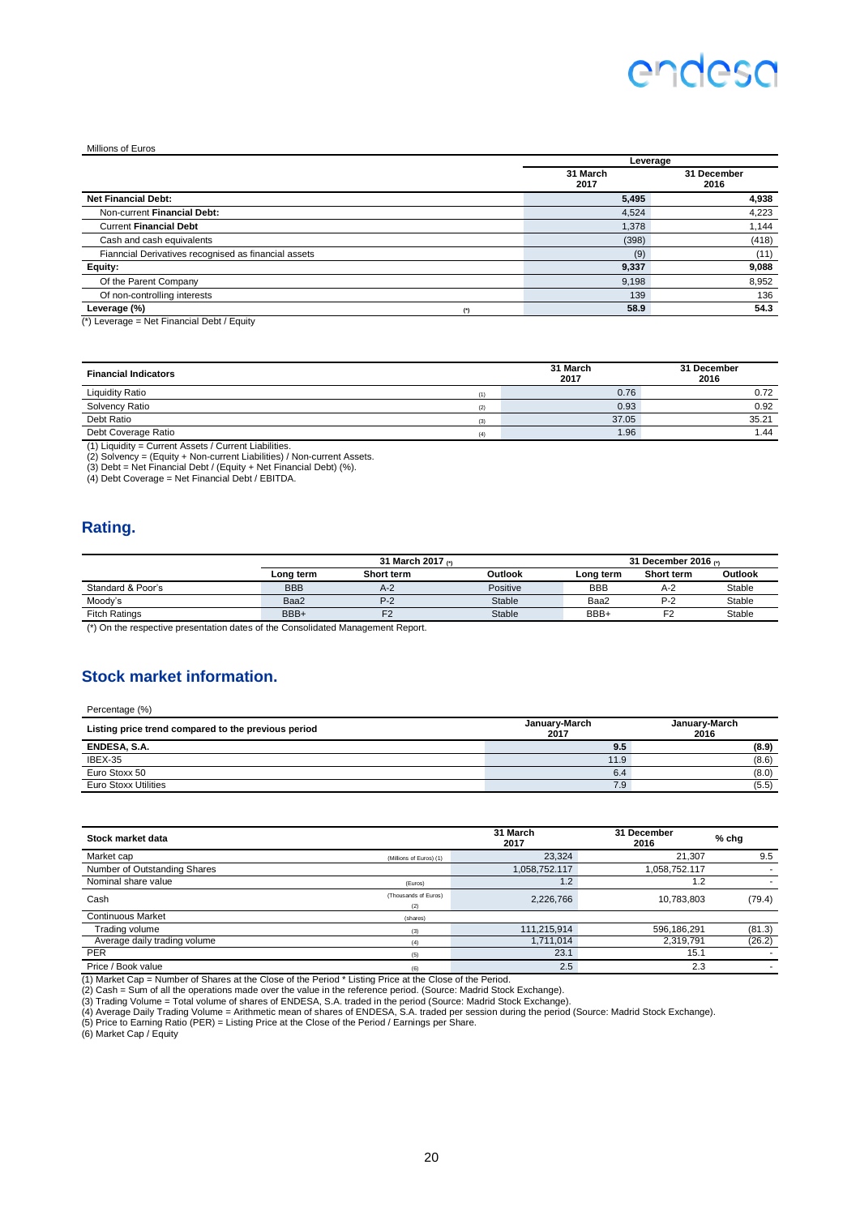Millions of Euros

| | | Leverage | |
|---|---|---|---|
| | | 31 March 2017 | 31 December 2016 |
| **Net Financial Debt:** | | **5,495** | **4,938** |
| Non-current **Financial Debt:** | | 4,524 | 4,223 |
| Current **Financial Debt** | | 1,378 | 1,144 |
| Cash and cash equivalents | | (398) | (418) |
| Fianncial Derivatives recognised as financial assets | | (9) | (11) |
| **Equity:** | | **9,337** | **9,088** |
| Of the Parent Company | | 9,198 | 8,952 |
| Of non-controlling interests | | 139 | 136 |
| **Leverage (%)** | (*) | **58.9** | **54.3** |

(*) Leverage = Net Financial Debt / Equity

| **Financial Indicators** | | 31 March 2017 | 31 December 2016 |
|---|---|---|---|
| Liquidity Ratio | (1) | 0.76 | 0.72 |
| Solvency Ratio | (2) | 0.93 | 0.92 |
| Debt Ratio | (3) | 37.05 | 35.21 |
| Debt Coverage Ratio | (4) | 1.96 | 1.44 |

(1) Liquidity = Current Assets / Current Liabilities.
(2) Solvency = (Equity + Non-current Liabilities) / Non-current Assets.
(3) Debt = Net Financial Debt / (Equity + Net Financial Debt) (%).
(4) Debt Coverage = Net Financial Debt / EBITDA.

## Rating.

| | 31 March 2017 (*) | | | 31 December 2016 (*) | | |
|---|---|---|---|---|---|---|
| | Long term | Short term | Outlook | Long term | Short term | Outlook |
| Standard & Poor's | BBB | A-2 | Positive | BBB | A-2 | Stable |
| Moody's | Baa2 | P-2 | Stable | Baa2 | P-2 | Stable |
| Fitch Ratings | BBB+ | F2 | Stable | BBB+ | F2 | Stable |

(*) On the respective presentation dates of the Consolidated Management Report.

## Stock market information.

Percentage (%)

| **Listing price trend compared to the previous period** | January-March 2017 | January-March 2016 |
|---|---|---|
| **ENDESA, S.A.** | **9.5** | **(8.9)** |
| IBEX-35 | 11.9 | (8.6) |
| Euro Stoxx 50 | 6.4 | (8.0) |
| Euro Stoxx Utilities | 7.9 | (5.5) |

| **Stock market data** | | 31 March 2017 | 31 December 2016 | % chg |
|---|---|---|---|---|
| Market cap | (Millions of Euros) (1) | 23,324 | 21,307 | 9.5 |
| Number of Outstanding Shares | | 1,058,752.117 | 1,058,752.117 | - |
| Nominal share value | (Euros) | 1.2 | 1.2 | - |
| Cash | (Thousands of Euros) (2) | 2,226,766 | 10,783,803 | (79.4) |
| Continuous Market | (shares) | | | |
| Trading volume | (3) | 111,215,914 | 596,186,291 | (81.3) |
| Average daily trading volume | (4) | 1,711,014 | 2,319,791 | (26.2) |
| PER | (5) | 23.1 | 15.1 | - |
| Price / Book value | (6) | 2.5 | 2.3 | - |

(1) Market Cap = Number of Shares at the Close of the Period * Listing Price at the Close of the Period.
(2) Cash = Sum of all the operations made over the value in the reference period. (Source: Madrid Stock Exchange).
(3) Trading Volume = Total volume of shares of ENDESA, S.A. traded in the period (Source: Madrid Stock Exchange).
(4) Average Daily Trading Volume = Arithmetic mean of shares of ENDESA, S.A. traded per session during the period (Source: Madrid Stock Exchange).
(5) Price to Earning Ratio (PER) = Listing Price at the Close of the Period / Earnings per Share.
(6) Market Cap / Equity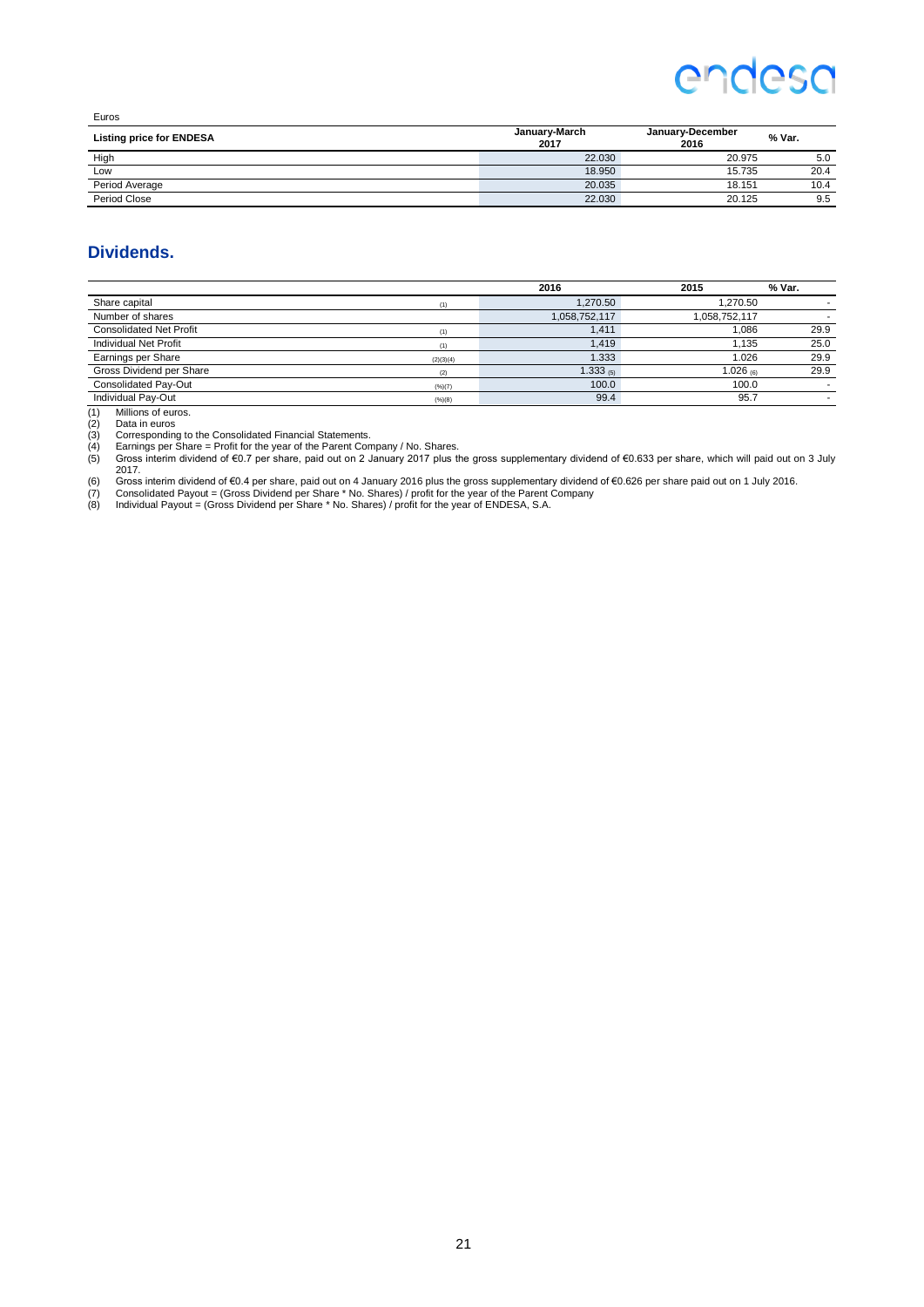Euros

| Listing price for ENDESA | January-March 2017 | January-December 2016 | % Var. |
|---|---|---|---|
| High | 22.030 | 20.975 | 5.0 |
| Low | 18.950 | 15.735 | 20.4 |
| Period Average | 20.035 | 18.151 | 10.4 |
| Period Close | 22.030 | 20.125 | 9.5 |

## Dividends.

| | | 2016 | 2015 | % Var. |
|---|---|---|---|---|
| Share capital | (1) | 1,270.50 | 1,270.50 | - |
| Number of shares | | 1,058,752,117 | 1,058,752,117 | - |
| Consolidated Net Profit | (1) | 1,411 | 1,086 | 29.9 |
| Individual Net Profit | (1) | 1,419 | 1,135 | 25.0 |
| Earnings per Share | (2)(3)(4) | 1.333 | 1.026 | 29.9 |
| Gross Dividend per Share | (2) | 1.333 (5) | 1.026 (6) | 29.9 |
| Consolidated Pay-Out | (%)(7) | 100.0 | 100.0 | - |
| Individual Pay-Out | (%)(8) | 99.4 | 95.7 | - |

(1) Millions of euros.
(2) Data in euros
(3) Corresponding to the Consolidated Financial Statements.
(4) Earnings per Share = Profit for the year of the Parent Company / No. Shares.
(5) Gross interim dividend of €0.7 per share, paid out on 2 January 2017 plus the gross supplementary dividend of €0.633 per share, which will paid out on 3 July 2017.
(6) Gross interim dividend of €0.4 per share, paid out on 4 January 2016 plus the gross supplementary dividend of €0.626 per share paid out on 1 July 2016.
(7) Consolidated Payout = (Gross Dividend per Share * No. Shares) / profit for the year of the Parent Company
(8) Individual Payout = (Gross Dividend per Share * No. Shares) / profit for the year of ENDESA, S.A.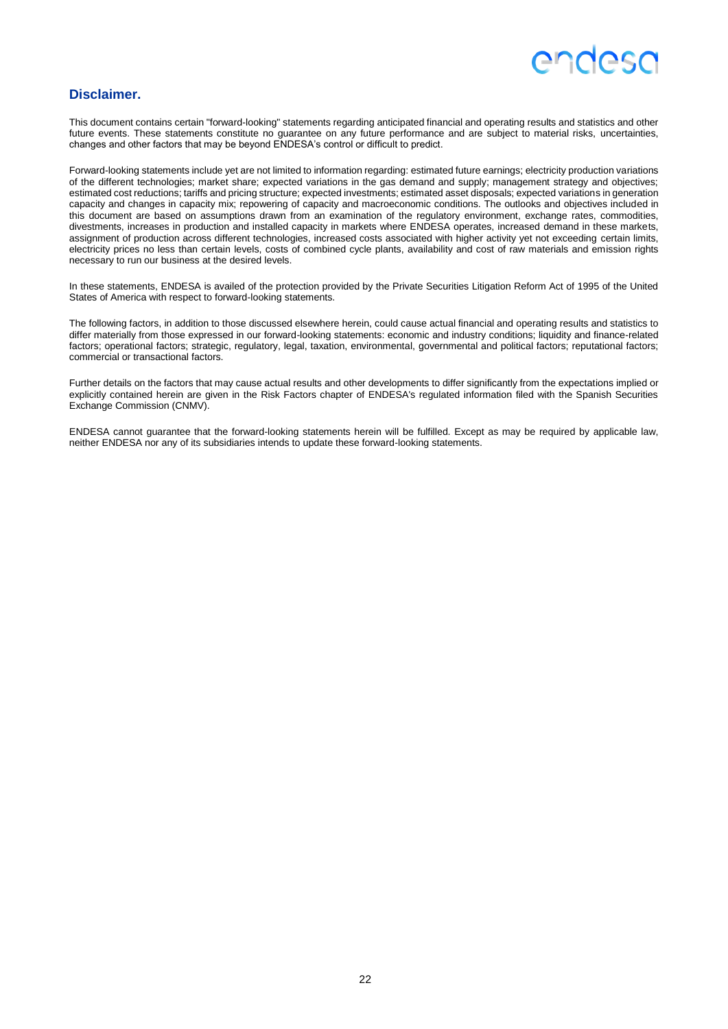## Disclaimer.

This document contains certain "forward-looking" statements regarding anticipated financial and operating results and statistics and other future events. These statements constitute no guarantee on any future performance and are subject to material risks, uncertainties, changes and other factors that may be beyond ENDESA's control or difficult to predict.

Forward-looking statements include yet are not limited to information regarding: estimated future earnings; electricity production variations of the different technologies; market share; expected variations in the gas demand and supply; management strategy and objectives; estimated cost reductions; tariffs and pricing structure; expected investments; estimated asset disposals; expected variations in generation capacity and changes in capacity mix; repowering of capacity and macroeconomic conditions. The outlooks and objectives included in this document are based on assumptions drawn from an examination of the regulatory environment, exchange rates, commodities, divestments, increases in production and installed capacity in markets where ENDESA operates, increased demand in these markets, assignment of production across different technologies, increased costs associated with higher activity yet not exceeding certain limits, electricity prices no less than certain levels, costs of combined cycle plants, availability and cost of raw materials and emission rights necessary to run our business at the desired levels.

In these statements, ENDESA is availed of the protection provided by the Private Securities Litigation Reform Act of 1995 of the United States of America with respect to forward-looking statements.

The following factors, in addition to those discussed elsewhere herein, could cause actual financial and operating results and statistics to differ materially from those expressed in our forward-looking statements: economic and industry conditions; liquidity and finance-related factors; operational factors; strategic, regulatory, legal, taxation, environmental, governmental and political factors; reputational factors; commercial or transactional factors.

Further details on the factors that may cause actual results and other developments to differ significantly from the expectations implied or explicitly contained herein are given in the Risk Factors chapter of ENDESA's regulated information filed with the Spanish Securities Exchange Commission (CNMV).

ENDESA cannot guarantee that the forward-looking statements herein will be fulfilled. Except as may be required by applicable law, neither ENDESA nor any of its subsidiaries intends to update these forward-looking statements.